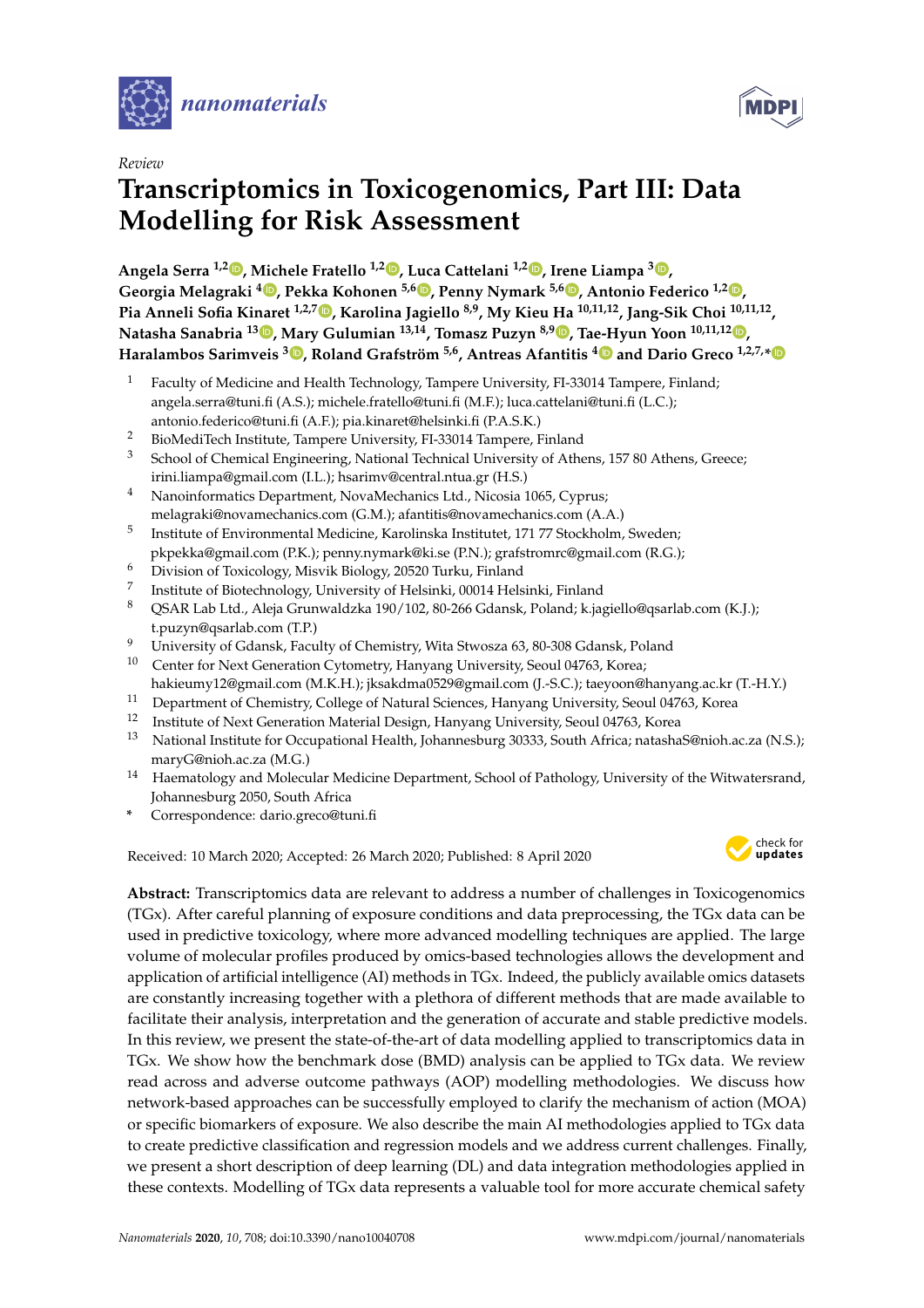*Review*

# Transcriptomics in Toxicogenomics, Part III: Data Modelling for Risk Assessment

**Angela Serra [1,2], Michele Fratello [1,2], Luca Cattelani [1,2], Irene Liampa [3], Georgia Melagraki [4], Pekka Kohonen [5,6], Penny Nymark [5,6], Antonio Federico [1,2], Pia Anneli Sofia Kinaret [1,2,7], Karolina Jagiello [8,9], My Kieu Ha [10,11,12], Jang-Sik Choi [10,11,12], Natasha Sanabria [13], Mary Gulumian [13,14], Tomasz Puzyn [8,9], Tae-Hyun Yoon [10,11,12], Haralambos Sarimveis [3], Roland Grafström [5,6], Antreas Afantitis [4] and Dario Greco [1,2,7,*]**

1. Faculty of Medicine and Health Technology, Tampere University, FI-33014 Tampere, Finland; angela.serra@tuni.fi (A.S.); michele.fratello@tuni.fi (M.F.); luca.cattelani@tuni.fi (L.C.); antonio.federico@tuni.fi (A.F.); pia.kinaret@helsinki.fi (P.A.S.K.)
2. BioMediTech Institute, Tampere University, FI-33014 Tampere, Finland
3. School of Chemical Engineering, National Technical University of Athens, 157 80 Athens, Greece; irini.liampa@gmail.com (I.L.); hsarimv@central.ntua.gr (H.S.)
4. Nanoinformatics Department, NovaMechanics Ltd., Nicosia 1065, Cyprus; melagraki@novamechanics.com (G.M.); afantitis@novamechanics.com (A.A.)
5. Institute of Environmental Medicine, Karolinska Institutet, 171 77 Stockholm, Sweden; pkpekka@gmail.com (P.K.); penny.nymark@ki.se (P.N.); grafstromrc@gmail.com (R.G.);
6. Division of Toxicology, Misvik Biology, 20520 Turku, Finland
7. Institute of Biotechnology, University of Helsinki, 00014 Helsinki, Finland
8. QSAR Lab Ltd., Aleja Grunwaldzka 190/102, 80-266 Gdansk, Poland; k.jagiello@qsarlab.com (K.J.); t.puzyn@qsarlab.com (T.P.)
9. University of Gdansk, Faculty of Chemistry, Wita Stwosza 63, 80-308 Gdansk, Poland
10. Center for Next Generation Cytometry, Hanyang University, Seoul 04763, Korea; hakieumy12@gmail.com (M.K.H.); jksakdma0529@gmail.com (J.-S.C.); taeyoon@hanyang.ac.kr (T.-H.Y.)
11. Department of Chemistry, College of Natural Sciences, Hanyang University, Seoul 04763, Korea
12. Institute of Next Generation Material Design, Hanyang University, Seoul 04763, Korea
13. National Institute for Occupational Health, Johannesburg 30333, South Africa; natashaS@nioh.ac.za (N.S.); maryG@nioh.ac.za (M.G.)
14. Haematology and Molecular Medicine Department, School of Pathology, University of the Witwatersrand, Johannesburg 2050, South Africa

\* Correspondence: dario.greco@tuni.fi

Received: 10 March 2020; Accepted: 26 March 2020; Published: 8 April 2020

**Abstract:** Transcriptomics data are relevant to address a number of challenges in Toxicogenomics (TGx). After careful planning of exposure conditions and data preprocessing, the TGx data can be used in predictive toxicology, where more advanced modelling techniques are applied. The large volume of molecular profiles produced by omics-based technologies allows the development and application of artificial intelligence (AI) methods in TGx. Indeed, the publicly available omics datasets are constantly increasing together with a plethora of different methods that are made available to facilitate their analysis, interpretation and the generation of accurate and stable predictive models. In this review, we present the state-of-the-art of data modelling applied to transcriptomics data in TGx. We show how the benchmark dose (BMD) analysis can be applied to TGx data. We review read across and adverse outcome pathways (AOP) modelling methodologies. We discuss how network-based approaches can be successfully employed to clarify the mechanism of action (MOA) or specific biomarkers of exposure. We also describe the main AI methodologies applied to TGx data to create predictive classification and regression models and we address current challenges. Finally, we present a short description of deep learning (DL) and data integration methodologies applied in these contexts. Modelling of TGx data represents a valuable tool for more accurate chemical safety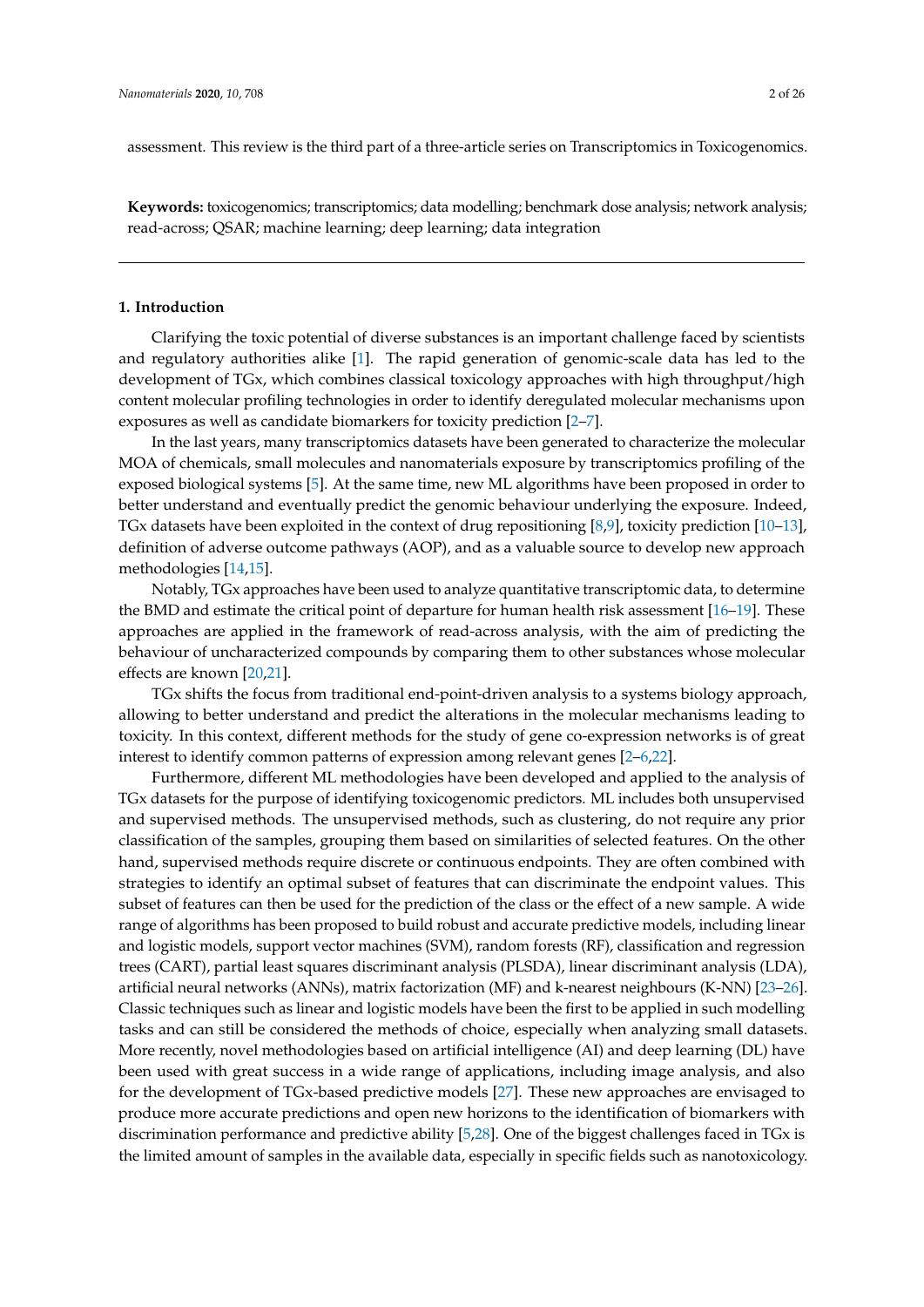assessment. This review is the third part of a three-article series on Transcriptomics in Toxicogenomics.

**Keywords:** toxicogenomics; transcriptomics; data modelling; benchmark dose analysis; network analysis; read-across; QSAR; machine learning; deep learning; data integration

## 1. Introduction

Clarifying the toxic potential of diverse substances is an important challenge faced by scientists and regulatory authorities alike [1]. The rapid generation of genomic-scale data has led to the development of TGx, which combines classical toxicology approaches with high throughput/high content molecular profiling technologies in order to identify deregulated molecular mechanisms upon exposures as well as candidate biomarkers for toxicity prediction [2–7].

In the last years, many transcriptomics datasets have been generated to characterize the molecular MOA of chemicals, small molecules and nanomaterials exposure by transcriptomics profiling of the exposed biological systems [5]. At the same time, new ML algorithms have been proposed in order to better understand and eventually predict the genomic behaviour underlying the exposure. Indeed, TGx datasets have been exploited in the context of drug repositioning [8,9], toxicity prediction [10–13], definition of adverse outcome pathways (AOP), and as a valuable source to develop new approach methodologies [14,15].

Notably, TGx approaches have been used to analyze quantitative transcriptomic data, to determine the BMD and estimate the critical point of departure for human health risk assessment [16–19]. These approaches are applied in the framework of read-across analysis, with the aim of predicting the behaviour of uncharacterized compounds by comparing them to other substances whose molecular effects are known [20,21].

TGx shifts the focus from traditional end-point-driven analysis to a systems biology approach, allowing to better understand and predict the alterations in the molecular mechanisms leading to toxicity. In this context, different methods for the study of gene co-expression networks is of great interest to identify common patterns of expression among relevant genes [2–6,22].

Furthermore, different ML methodologies have been developed and applied to the analysis of TGx datasets for the purpose of identifying toxicogenomic predictors. ML includes both unsupervised and supervised methods. The unsupervised methods, such as clustering, do not require any prior classification of the samples, grouping them based on similarities of selected features. On the other hand, supervised methods require discrete or continuous endpoints. They are often combined with strategies to identify an optimal subset of features that can discriminate the endpoint values. This subset of features can then be used for the prediction of the class or the effect of a new sample. A wide range of algorithms has been proposed to build robust and accurate predictive models, including linear and logistic models, support vector machines (SVM), random forests (RF), classification and regression trees (CART), partial least squares discriminant analysis (PLSDA), linear discriminant analysis (LDA), artificial neural networks (ANNs), matrix factorization (MF) and k-nearest neighbours (K-NN) [23–26]. Classic techniques such as linear and logistic models have been the first to be applied in such modelling tasks and can still be considered the methods of choice, especially when analyzing small datasets. More recently, novel methodologies based on artificial intelligence (AI) and deep learning (DL) have been used with great success in a wide range of applications, including image analysis, and also for the development of TGx-based predictive models [27]. These new approaches are envisaged to produce more accurate predictions and open new horizons to the identification of biomarkers with discrimination performance and predictive ability [5,28]. One of the biggest challenges faced in TGx is the limited amount of samples in the available data, especially in specific fields such as nanotoxicology.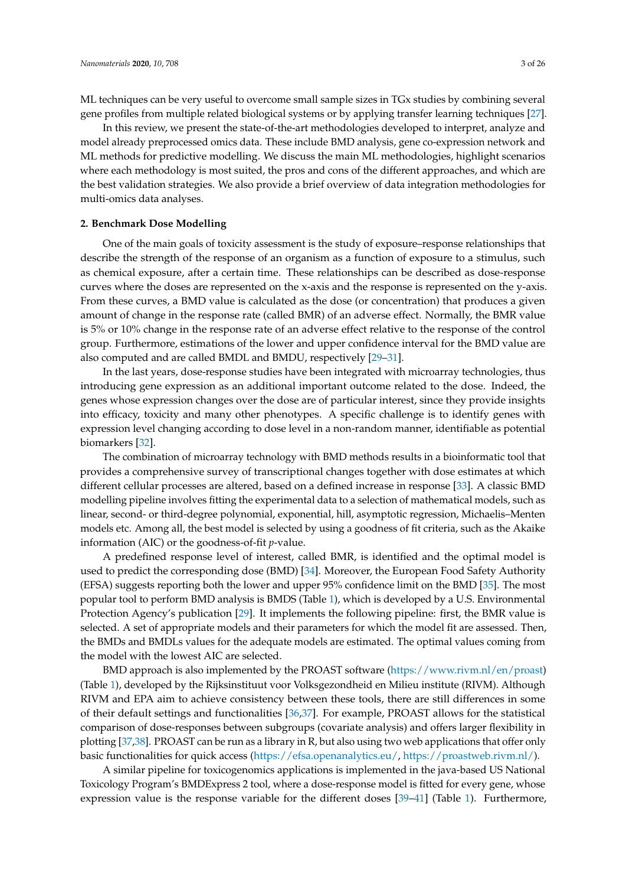ML techniques can be very useful to overcome small sample sizes in TGx studies by combining several gene profiles from multiple related biological systems or by applying transfer learning techniques [27].

In this review, we present the state-of-the-art methodologies developed to interpret, analyze and model already preprocessed omics data. These include BMD analysis, gene co-expression network and ML methods for predictive modelling. We discuss the main ML methodologies, highlight scenarios where each methodology is most suited, the pros and cons of the different approaches, and which are the best validation strategies. We also provide a brief overview of data integration methodologies for multi-omics data analyses.

## 2. Benchmark Dose Modelling

One of the main goals of toxicity assessment is the study of exposure–response relationships that describe the strength of the response of an organism as a function of exposure to a stimulus, such as chemical exposure, after a certain time. These relationships can be described as dose-response curves where the doses are represented on the x-axis and the response is represented on the y-axis. From these curves, a BMD value is calculated as the dose (or concentration) that produces a given amount of change in the response rate (called BMR) of an adverse effect. Normally, the BMR value is 5% or 10% change in the response rate of an adverse effect relative to the response of the control group. Furthermore, estimations of the lower and upper confidence interval for the BMD value are also computed and are called BMDL and BMDU, respectively [29–31].

In the last years, dose-response studies have been integrated with microarray technologies, thus introducing gene expression as an additional important outcome related to the dose. Indeed, the genes whose expression changes over the dose are of particular interest, since they provide insights into efficacy, toxicity and many other phenotypes. A specific challenge is to identify genes with expression level changing according to dose level in a non-random manner, identifiable as potential biomarkers [32].

The combination of microarray technology with BMD methods results in a bioinformatic tool that provides a comprehensive survey of transcriptional changes together with dose estimates at which different cellular processes are altered, based on a defined increase in response [33]. A classic BMD modelling pipeline involves fitting the experimental data to a selection of mathematical models, such as linear, second- or third-degree polynomial, exponential, hill, asymptotic regression, Michaelis–Menten models etc. Among all, the best model is selected by using a goodness of fit criteria, such as the Akaike information (AIC) or the goodness-of-fit *p*-value.

A predefined response level of interest, called BMR, is identified and the optimal model is used to predict the corresponding dose (BMD) [34]. Moreover, the European Food Safety Authority (EFSA) suggests reporting both the lower and upper 95% confidence limit on the BMD [35]. The most popular tool to perform BMD analysis is BMDS (Table 1), which is developed by a U.S. Environmental Protection Agency's publication [29]. It implements the following pipeline: first, the BMR value is selected. A set of appropriate models and their parameters for which the model fit are assessed. Then, the BMDs and BMDLs values for the adequate models are estimated. The optimal values coming from the model with the lowest AIC are selected.

BMD approach is also implemented by the PROAST software (https://www.rivm.nl/en/proast) (Table 1), developed by the Rijksinstituut voor Volksgezondheid en Milieu institute (RIVM). Although RIVM and EPA aim to achieve consistency between these tools, there are still differences in some of their default settings and functionalities [36,37]. For example, PROAST allows for the statistical comparison of dose-responses between subgroups (covariate analysis) and offers larger flexibility in plotting [37,38]. PROAST can be run as a library in R, but also using two web applications that offer only basic functionalities for quick access (https://efsa.openanalytics.eu/, https://proastweb.rivm.nl/).

A similar pipeline for toxicogenomics applications is implemented in the java-based US National Toxicology Program's BMDExpress 2 tool, where a dose-response model is fitted for every gene, whose expression value is the response variable for the different doses [39–41] (Table 1). Furthermore,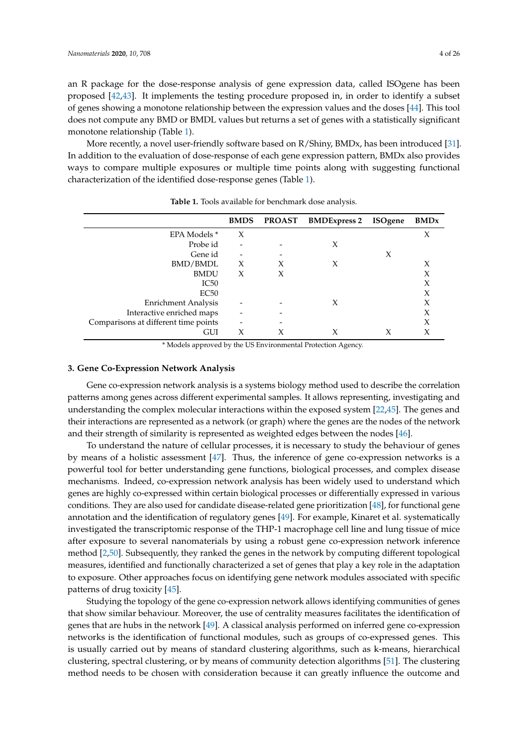an R package for the dose-response analysis of gene expression data, called ISOgene has been proposed [42,43]. It implements the testing procedure proposed in, in order to identify a subset of genes showing a monotone relationship between the expression values and the doses [44]. This tool does not compute any BMD or BMDL values but returns a set of genes with a statistically significant monotone relationship (Table 1).

More recently, a novel user-friendly software based on R/Shiny, BMDx, has been introduced [31]. In addition to the evaluation of dose-response of each gene expression pattern, BMDx also provides ways to compare multiple exposures or multiple time points along with suggesting functional characterization of the identified dose-response genes (Table 1).

**Table 1.** Tools available for benchmark dose analysis.

| | BMDS | PROAST | BMDExpress 2 | ISOgene | BMDx |
|---|---|---|---|---|---|
| EPA Models * | X | | | | X |
| Probe id | - | - | X | | |
| Gene id | - | - | | X | |
| BMD/BMDL | X | X | X | | X |
| BMDU | X | X | | | X |
| IC50 | | | | | X |
| EC50 | | | | | X |
| Enrichment Analysis | - | - | X | | X |
| Interactive enriched maps | - | - | | | X |
| Comparisons at different time points | - | - | | | X |
| GUI | X | X | X | X | X |

\* Models approved by the US Environmental Protection Agency.

## 3. Gene Co-Expression Network Analysis

Gene co-expression network analysis is a systems biology method used to describe the correlation patterns among genes across different experimental samples. It allows representing, investigating and understanding the complex molecular interactions within the exposed system [22,45]. The genes and their interactions are represented as a network (or graph) where the genes are the nodes of the network and their strength of similarity is represented as weighted edges between the nodes [46].

To understand the nature of cellular processes, it is necessary to study the behaviour of genes by means of a holistic assessment [47]. Thus, the inference of gene co-expression networks is a powerful tool for better understanding gene functions, biological processes, and complex disease mechanisms. Indeed, co-expression network analysis has been widely used to understand which genes are highly co-expressed within certain biological processes or differentially expressed in various conditions. They are also used for candidate disease-related gene prioritization [48], for functional gene annotation and the identification of regulatory genes [49]. For example, Kinaret et al. systematically investigated the transcriptomic response of the THP-1 macrophage cell line and lung tissue of mice after exposure to several nanomaterials by using a robust gene co-expression network inference method [2,50]. Subsequently, they ranked the genes in the network by computing different topological measures, identified and functionally characterized a set of genes that play a key role in the adaptation to exposure. Other approaches focus on identifying gene network modules associated with specific patterns of drug toxicity [45].

Studying the topology of the gene co-expression network allows identifying communities of genes that show similar behaviour. Moreover, the use of centrality measures facilitates the identification of genes that are hubs in the network [49]. A classical analysis performed on inferred gene co-expression networks is the identification of functional modules, such as groups of co-expressed genes. This is usually carried out by means of standard clustering algorithms, such as k-means, hierarchical clustering, spectral clustering, or by means of community detection algorithms [51]. The clustering method needs to be chosen with consideration because it can greatly influence the outcome and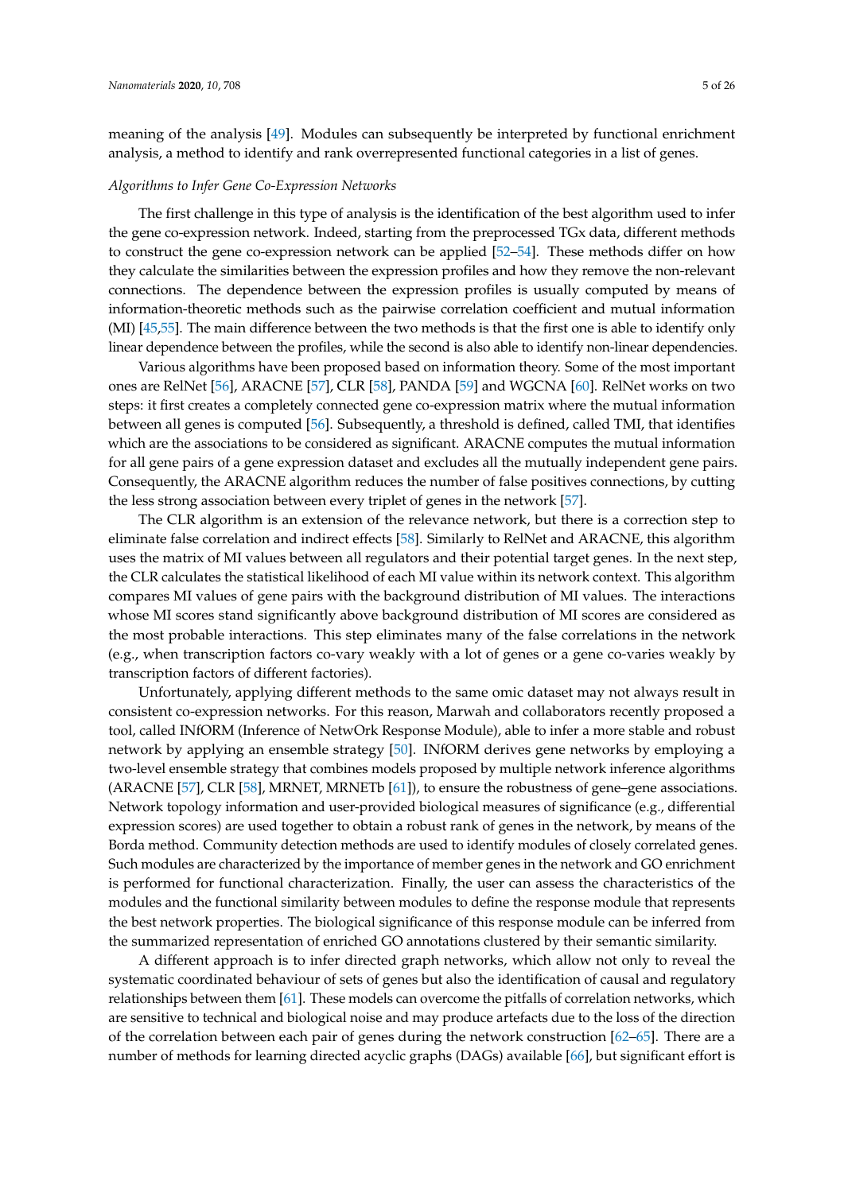meaning of the analysis [49]. Modules can subsequently be interpreted by functional enrichment analysis, a method to identify and rank overrepresented functional categories in a list of genes.

*Algorithms to Infer Gene Co-Expression Networks*

The first challenge in this type of analysis is the identification of the best algorithm used to infer the gene co-expression network. Indeed, starting from the preprocessed TGx data, different methods to construct the gene co-expression network can be applied [52–54]. These methods differ on how they calculate the similarities between the expression profiles and how they remove the non-relevant connections. The dependence between the expression profiles is usually computed by means of information-theoretic methods such as the pairwise correlation coefficient and mutual information (MI) [45,55]. The main difference between the two methods is that the first one is able to identify only linear dependence between the profiles, while the second is also able to identify non-linear dependencies.

Various algorithms have been proposed based on information theory. Some of the most important ones are RelNet [56], ARACNE [57], CLR [58], PANDA [59] and WGCNA [60]. RelNet works on two steps: it first creates a completely connected gene co-expression matrix where the mutual information between all genes is computed [56]. Subsequently, a threshold is defined, called TMI, that identifies which are the associations to be considered as significant. ARACNE computes the mutual information for all gene pairs of a gene expression dataset and excludes all the mutually independent gene pairs. Consequently, the ARACNE algorithm reduces the number of false positives connections, by cutting the less strong association between every triplet of genes in the network [57].

The CLR algorithm is an extension of the relevance network, but there is a correction step to eliminate false correlation and indirect effects [58]. Similarly to RelNet and ARACNE, this algorithm uses the matrix of MI values between all regulators and their potential target genes. In the next step, the CLR calculates the statistical likelihood of each MI value within its network context. This algorithm compares MI values of gene pairs with the background distribution of MI values. The interactions whose MI scores stand significantly above background distribution of MI scores are considered as the most probable interactions. This step eliminates many of the false correlations in the network (e.g., when transcription factors co-vary weakly with a lot of genes or a gene co-varies weakly by transcription factors of different factories).

Unfortunately, applying different methods to the same omic dataset may not always result in consistent co-expression networks. For this reason, Marwah and collaborators recently proposed a tool, called INfORM (Inference of NetwOrk Response Module), able to infer a more stable and robust network by applying an ensemble strategy [50]. INfORM derives gene networks by employing a two-level ensemble strategy that combines models proposed by multiple network inference algorithms (ARACNE [57], CLR [58], MRNET, MRNETb [61]), to ensure the robustness of gene–gene associations. Network topology information and user-provided biological measures of significance (e.g., differential expression scores) are used together to obtain a robust rank of genes in the network, by means of the Borda method. Community detection methods are used to identify modules of closely correlated genes. Such modules are characterized by the importance of member genes in the network and GO enrichment is performed for functional characterization. Finally, the user can assess the characteristics of the modules and the functional similarity between modules to define the response module that represents the best network properties. The biological significance of this response module can be inferred from the summarized representation of enriched GO annotations clustered by their semantic similarity.

A different approach is to infer directed graph networks, which allow not only to reveal the systematic coordinated behaviour of sets of genes but also the identification of causal and regulatory relationships between them [61]. These models can overcome the pitfalls of correlation networks, which are sensitive to technical and biological noise and may produce artefacts due to the loss of the direction of the correlation between each pair of genes during the network construction [62–65]. There are a number of methods for learning directed acyclic graphs (DAGs) available [66], but significant effort is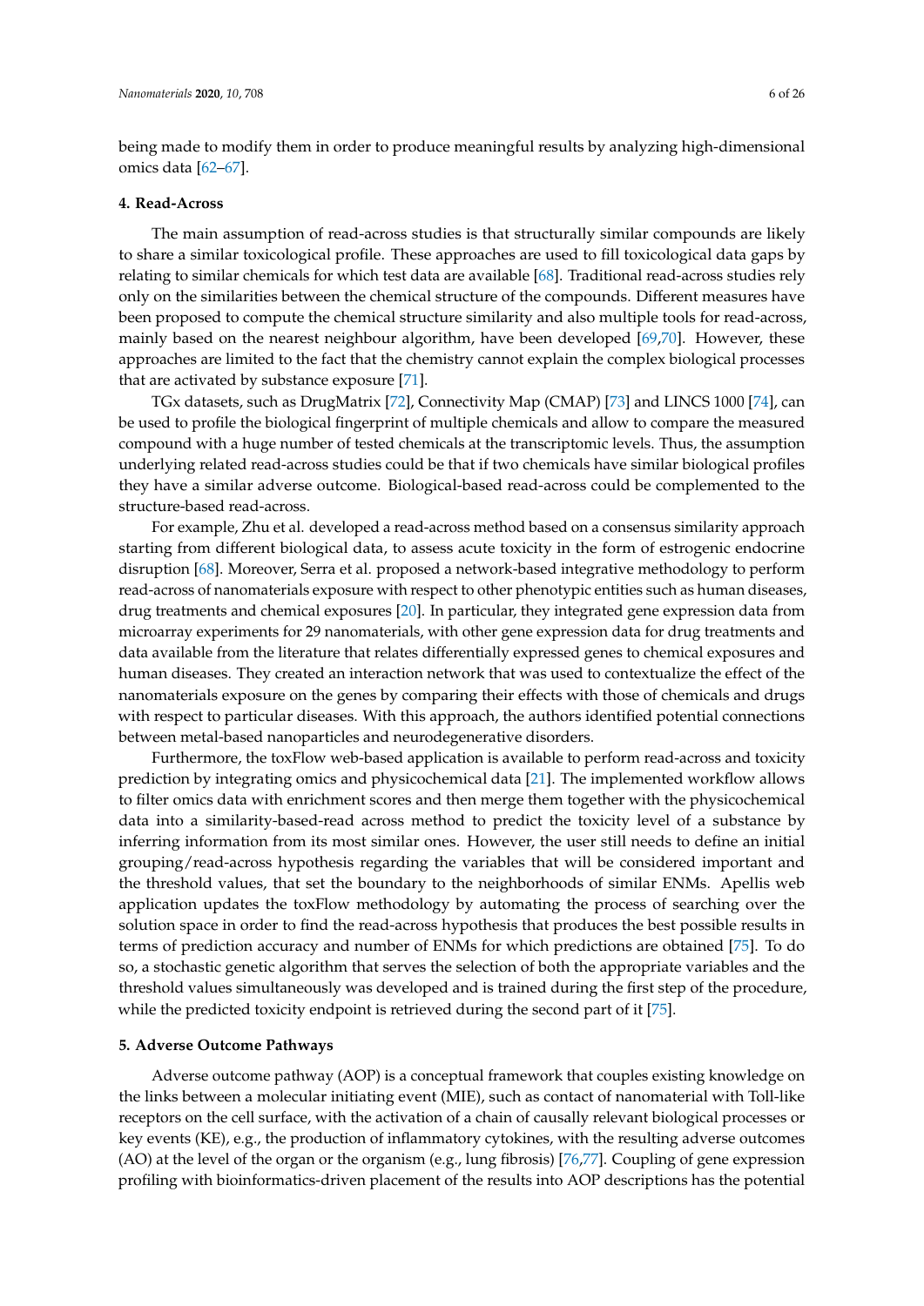being made to modify them in order to produce meaningful results by analyzing high-dimensional omics data [62–67].

## 4. Read-Across

The main assumption of read-across studies is that structurally similar compounds are likely to share a similar toxicological profile. These approaches are used to fill toxicological data gaps by relating to similar chemicals for which test data are available [68]. Traditional read-across studies rely only on the similarities between the chemical structure of the compounds. Different measures have been proposed to compute the chemical structure similarity and also multiple tools for read-across, mainly based on the nearest neighbour algorithm, have been developed [69,70]. However, these approaches are limited to the fact that the chemistry cannot explain the complex biological processes that are activated by substance exposure [71].

TGx datasets, such as DrugMatrix [72], Connectivity Map (CMAP) [73] and LINCS 1000 [74], can be used to profile the biological fingerprint of multiple chemicals and allow to compare the measured compound with a huge number of tested chemicals at the transcriptomic levels. Thus, the assumption underlying related read-across studies could be that if two chemicals have similar biological profiles they have a similar adverse outcome. Biological-based read-across could be complemented to the structure-based read-across.

For example, Zhu et al. developed a read-across method based on a consensus similarity approach starting from different biological data, to assess acute toxicity in the form of estrogenic endocrine disruption [68]. Moreover, Serra et al. proposed a network-based integrative methodology to perform read-across of nanomaterials exposure with respect to other phenotypic entities such as human diseases, drug treatments and chemical exposures [20]. In particular, they integrated gene expression data from microarray experiments for 29 nanomaterials, with other gene expression data for drug treatments and data available from the literature that relates differentially expressed genes to chemical exposures and human diseases. They created an interaction network that was used to contextualize the effect of the nanomaterials exposure on the genes by comparing their effects with those of chemicals and drugs with respect to particular diseases. With this approach, the authors identified potential connections between metal-based nanoparticles and neurodegenerative disorders.

Furthermore, the toxFlow web-based application is available to perform read-across and toxicity prediction by integrating omics and physicochemical data [21]. The implemented workflow allows to filter omics data with enrichment scores and then merge them together with the physicochemical data into a similarity-based-read across method to predict the toxicity level of a substance by inferring information from its most similar ones. However, the user still needs to define an initial grouping/read-across hypothesis regarding the variables that will be considered important and the threshold values, that set the boundary to the neighborhoods of similar ENMs. Apellis web application updates the toxFlow methodology by automating the process of searching over the solution space in order to find the read-across hypothesis that produces the best possible results in terms of prediction accuracy and number of ENMs for which predictions are obtained [75]. To do so, a stochastic genetic algorithm that serves the selection of both the appropriate variables and the threshold values simultaneously was developed and is trained during the first step of the procedure, while the predicted toxicity endpoint is retrieved during the second part of it [75].

## 5. Adverse Outcome Pathways

Adverse outcome pathway (AOP) is a conceptual framework that couples existing knowledge on the links between a molecular initiating event (MIE), such as contact of nanomaterial with Toll-like receptors on the cell surface, with the activation of a chain of causally relevant biological processes or key events (KE), e.g., the production of inflammatory cytokines, with the resulting adverse outcomes (AO) at the level of the organ or the organism (e.g., lung fibrosis) [76,77]. Coupling of gene expression profiling with bioinformatics-driven placement of the results into AOP descriptions has the potential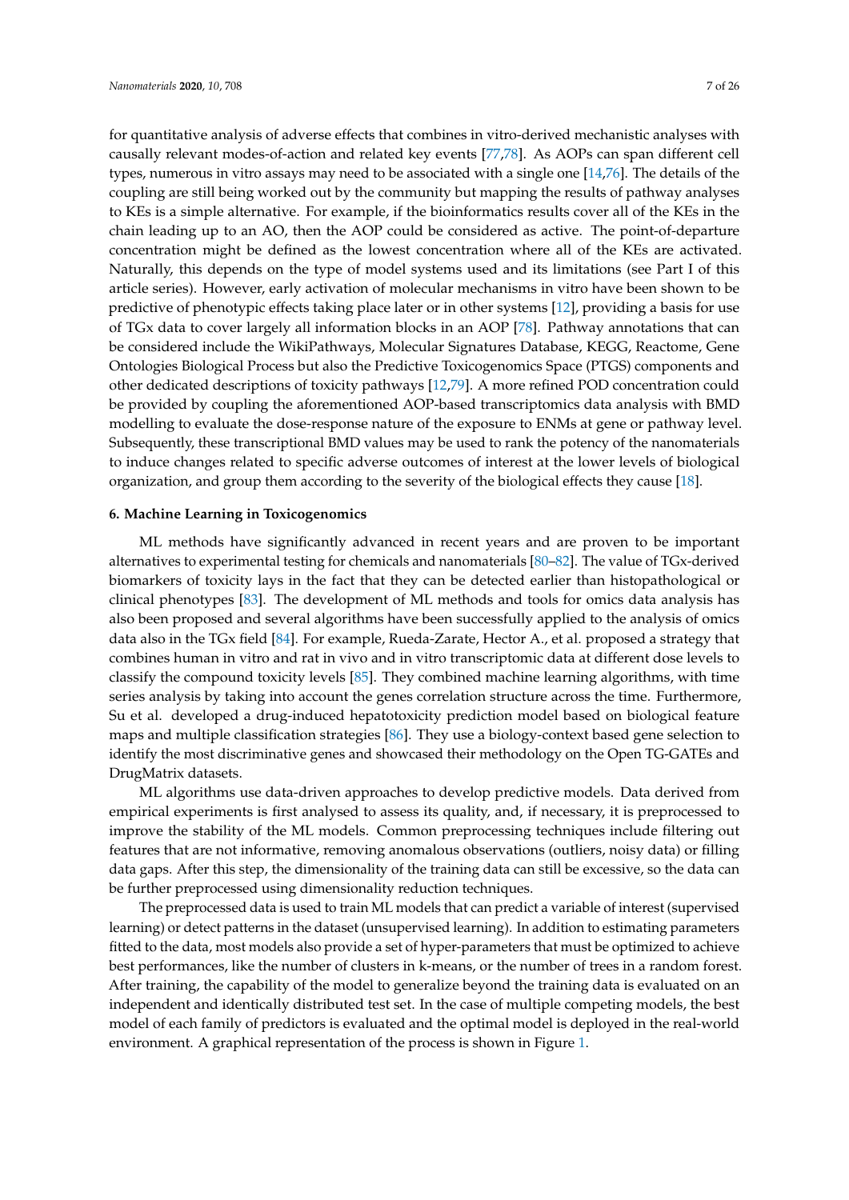for quantitative analysis of adverse effects that combines in vitro-derived mechanistic analyses with causally relevant modes-of-action and related key events [77,78]. As AOPs can span different cell types, numerous in vitro assays may need to be associated with a single one [14,76]. The details of the coupling are still being worked out by the community but mapping the results of pathway analyses to KEs is a simple alternative. For example, if the bioinformatics results cover all of the KEs in the chain leading up to an AO, then the AOP could be considered as active. The point-of-departure concentration might be defined as the lowest concentration where all of the KEs are activated. Naturally, this depends on the type of model systems used and its limitations (see Part I of this article series). However, early activation of molecular mechanisms in vitro have been shown to be predictive of phenotypic effects taking place later or in other systems [12], providing a basis for use of TGx data to cover largely all information blocks in an AOP [78]. Pathway annotations that can be considered include the WikiPathways, Molecular Signatures Database, KEGG, Reactome, Gene Ontologies Biological Process but also the Predictive Toxicogenomics Space (PTGS) components and other dedicated descriptions of toxicity pathways [12,79]. A more refined POD concentration could be provided by coupling the aforementioned AOP-based transcriptomics data analysis with BMD modelling to evaluate the dose-response nature of the exposure to ENMs at gene or pathway level. Subsequently, these transcriptional BMD values may be used to rank the potency of the nanomaterials to induce changes related to specific adverse outcomes of interest at the lower levels of biological organization, and group them according to the severity of the biological effects they cause [18].

## 6. Machine Learning in Toxicogenomics

ML methods have significantly advanced in recent years and are proven to be important alternatives to experimental testing for chemicals and nanomaterials [80–82]. The value of TGx-derived biomarkers of toxicity lays in the fact that they can be detected earlier than histopathological or clinical phenotypes [83]. The development of ML methods and tools for omics data analysis has also been proposed and several algorithms have been successfully applied to the analysis of omics data also in the TGx field [84]. For example, Rueda-Zarate, Hector A., et al. proposed a strategy that combines human in vitro and rat in vivo and in vitro transcriptomic data at different dose levels to classify the compound toxicity levels [85]. They combined machine learning algorithms, with time series analysis by taking into account the genes correlation structure across the time. Furthermore, Su et al. developed a drug-induced hepatotoxicity prediction model based on biological feature maps and multiple classification strategies [86]. They use a biology-context based gene selection to identify the most discriminative genes and showcased their methodology on the Open TG-GATEs and DrugMatrix datasets.

ML algorithms use data-driven approaches to develop predictive models. Data derived from empirical experiments is first analysed to assess its quality, and, if necessary, it is preprocessed to improve the stability of the ML models. Common preprocessing techniques include filtering out features that are not informative, removing anomalous observations (outliers, noisy data) or filling data gaps. After this step, the dimensionality of the training data can still be excessive, so the data can be further preprocessed using dimensionality reduction techniques.

The preprocessed data is used to train ML models that can predict a variable of interest (supervised learning) or detect patterns in the dataset (unsupervised learning). In addition to estimating parameters fitted to the data, most models also provide a set of hyper-parameters that must be optimized to achieve best performances, like the number of clusters in k-means, or the number of trees in a random forest. After training, the capability of the model to generalize beyond the training data is evaluated on an independent and identically distributed test set. In the case of multiple competing models, the best model of each family of predictors is evaluated and the optimal model is deployed in the real-world environment. A graphical representation of the process is shown in Figure 1.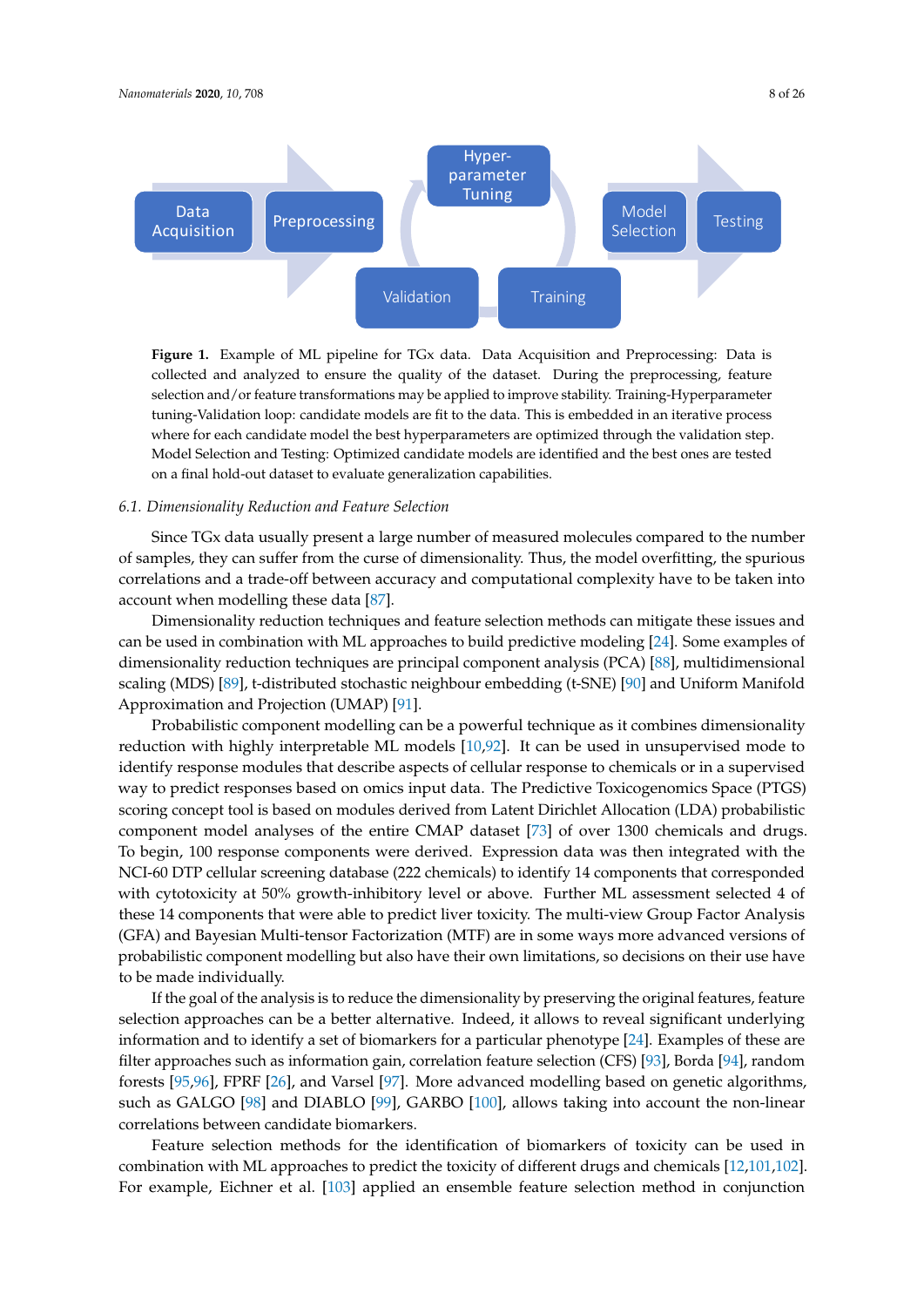**Figure 1.** Example of ML pipeline for TGx data. Data Acquisition and Preprocessing: Data is collected and analyzed to ensure the quality of the dataset. During the preprocessing, feature selection and/or feature transformations may be applied to improve stability. Training-Hyperparameter tuning-Validation loop: candidate models are fit to the data. This is embedded in an iterative process where for each candidate model the best hyperparameters are optimized through the validation step. Model Selection and Testing: Optimized candidate models are identified and the best ones are tested on a final hold-out dataset to evaluate generalization capabilities.

### 6.1. Dimensionality Reduction and Feature Selection

Since TGx data usually present a large number of measured molecules compared to the number of samples, they can suffer from the curse of dimensionality. Thus, the model overfitting, the spurious correlations and a trade-off between accuracy and computational complexity have to be taken into account when modelling these data [87].

Dimensionality reduction techniques and feature selection methods can mitigate these issues and can be used in combination with ML approaches to build predictive modeling [24]. Some examples of dimensionality reduction techniques are principal component analysis (PCA) [88], multidimensional scaling (MDS) [89], t-distributed stochastic neighbour embedding (t-SNE) [90] and Uniform Manifold Approximation and Projection (UMAP) [91].

Probabilistic component modelling can be a powerful technique as it combines dimensionality reduction with highly interpretable ML models [10,92]. It can be used in unsupervised mode to identify response modules that describe aspects of cellular response to chemicals or in a supervised way to predict responses based on omics input data. The Predictive Toxicogenomics Space (PTGS) scoring concept tool is based on modules derived from Latent Dirichlet Allocation (LDA) probabilistic component model analyses of the entire CMAP dataset [73] of over 1300 chemicals and drugs. To begin, 100 response components were derived. Expression data was then integrated with the NCI-60 DTP cellular screening database (222 chemicals) to identify 14 components that corresponded with cytotoxicity at 50% growth-inhibitory level or above. Further ML assessment selected 4 of these 14 components that were able to predict liver toxicity. The multi-view Group Factor Analysis (GFA) and Bayesian Multi-tensor Factorization (MTF) are in some ways more advanced versions of probabilistic component modelling but also have their own limitations, so decisions on their use have to be made individually.

If the goal of the analysis is to reduce the dimensionality by preserving the original features, feature selection approaches can be a better alternative. Indeed, it allows to reveal significant underlying information and to identify a set of biomarkers for a particular phenotype [24]. Examples of these are filter approaches such as information gain, correlation feature selection (CFS) [93], Borda [94], random forests [95,96], FPRF [26], and Varsel [97]. More advanced modelling based on genetic algorithms, such as GALGO [98] and DIABLO [99], GARBO [100], allows taking into account the non-linear correlations between candidate biomarkers.

Feature selection methods for the identification of biomarkers of toxicity can be used in combination with ML approaches to predict the toxicity of different drugs and chemicals [12,101,102]. For example, Eichner et al. [103] applied an ensemble feature selection method in conjunction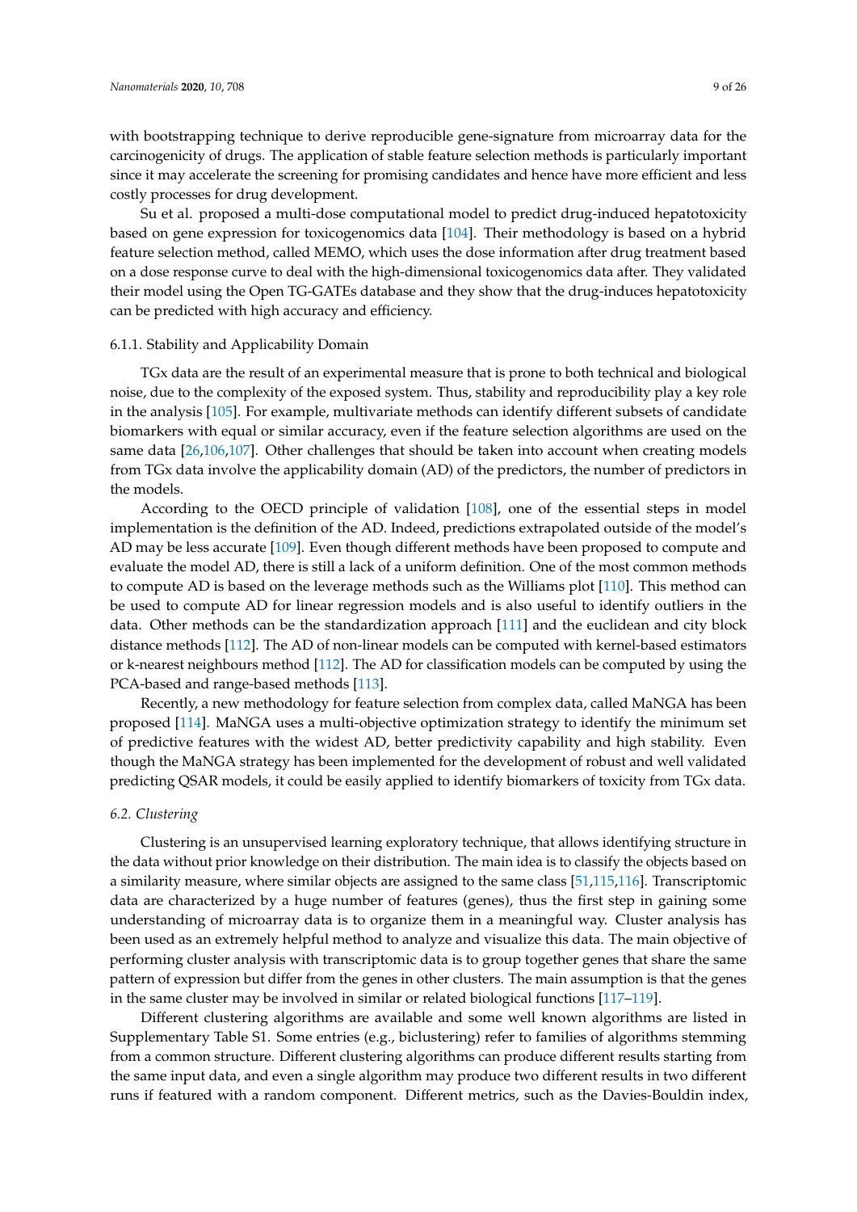with bootstrapping technique to derive reproducible gene-signature from microarray data for the carcinogenicity of drugs. The application of stable feature selection methods is particularly important since it may accelerate the screening for promising candidates and hence have more efficient and less costly processes for drug development.

Su et al. proposed a multi-dose computational model to predict drug-induced hepatotoxicity based on gene expression for toxicogenomics data [104]. Their methodology is based on a hybrid feature selection method, called MEMO, which uses the dose information after drug treatment based on a dose response curve to deal with the high-dimensional toxicogenomics data after. They validated their model using the Open TG-GATEs database and they show that the drug-induces hepatotoxicity can be predicted with high accuracy and efficiency.

#### 6.1.1. Stability and Applicability Domain

TGx data are the result of an experimental measure that is prone to both technical and biological noise, due to the complexity of the exposed system. Thus, stability and reproducibility play a key role in the analysis [105]. For example, multivariate methods can identify different subsets of candidate biomarkers with equal or similar accuracy, even if the feature selection algorithms are used on the same data [26,106,107]. Other challenges that should be taken into account when creating models from TGx data involve the applicability domain (AD) of the predictors, the number of predictors in the models.

According to the OECD principle of validation [108], one of the essential steps in model implementation is the definition of the AD. Indeed, predictions extrapolated outside of the model's AD may be less accurate [109]. Even though different methods have been proposed to compute and evaluate the model AD, there is still a lack of a uniform definition. One of the most common methods to compute AD is based on the leverage methods such as the Williams plot [110]. This method can be used to compute AD for linear regression models and is also useful to identify outliers in the data. Other methods can be the standardization approach [111] and the euclidean and city block distance methods [112]. The AD of non-linear models can be computed with kernel-based estimators or k-nearest neighbours method [112]. The AD for classification models can be computed by using the PCA-based and range-based methods [113].

Recently, a new methodology for feature selection from complex data, called MaNGA has been proposed [114]. MaNGA uses a multi-objective optimization strategy to identify the minimum set of predictive features with the widest AD, better predictivity capability and high stability. Even though the MaNGA strategy has been implemented for the development of robust and well validated predicting QSAR models, it could be easily applied to identify biomarkers of toxicity from TGx data.

### 6.2. Clustering

Clustering is an unsupervised learning exploratory technique, that allows identifying structure in the data without prior knowledge on their distribution. The main idea is to classify the objects based on a similarity measure, where similar objects are assigned to the same class [51,115,116]. Transcriptomic data are characterized by a huge number of features (genes), thus the first step in gaining some understanding of microarray data is to organize them in a meaningful way. Cluster analysis has been used as an extremely helpful method to analyze and visualize this data. The main objective of performing cluster analysis with transcriptomic data is to group together genes that share the same pattern of expression but differ from the genes in other clusters. The main assumption is that the genes in the same cluster may be involved in similar or related biological functions [117–119].

Different clustering algorithms are available and some well known algorithms are listed in Supplementary Table S1. Some entries (e.g., biclustering) refer to families of algorithms stemming from a common structure. Different clustering algorithms can produce different results starting from the same input data, and even a single algorithm may produce two different results in two different runs if featured with a random component. Different metrics, such as the Davies-Bouldin index,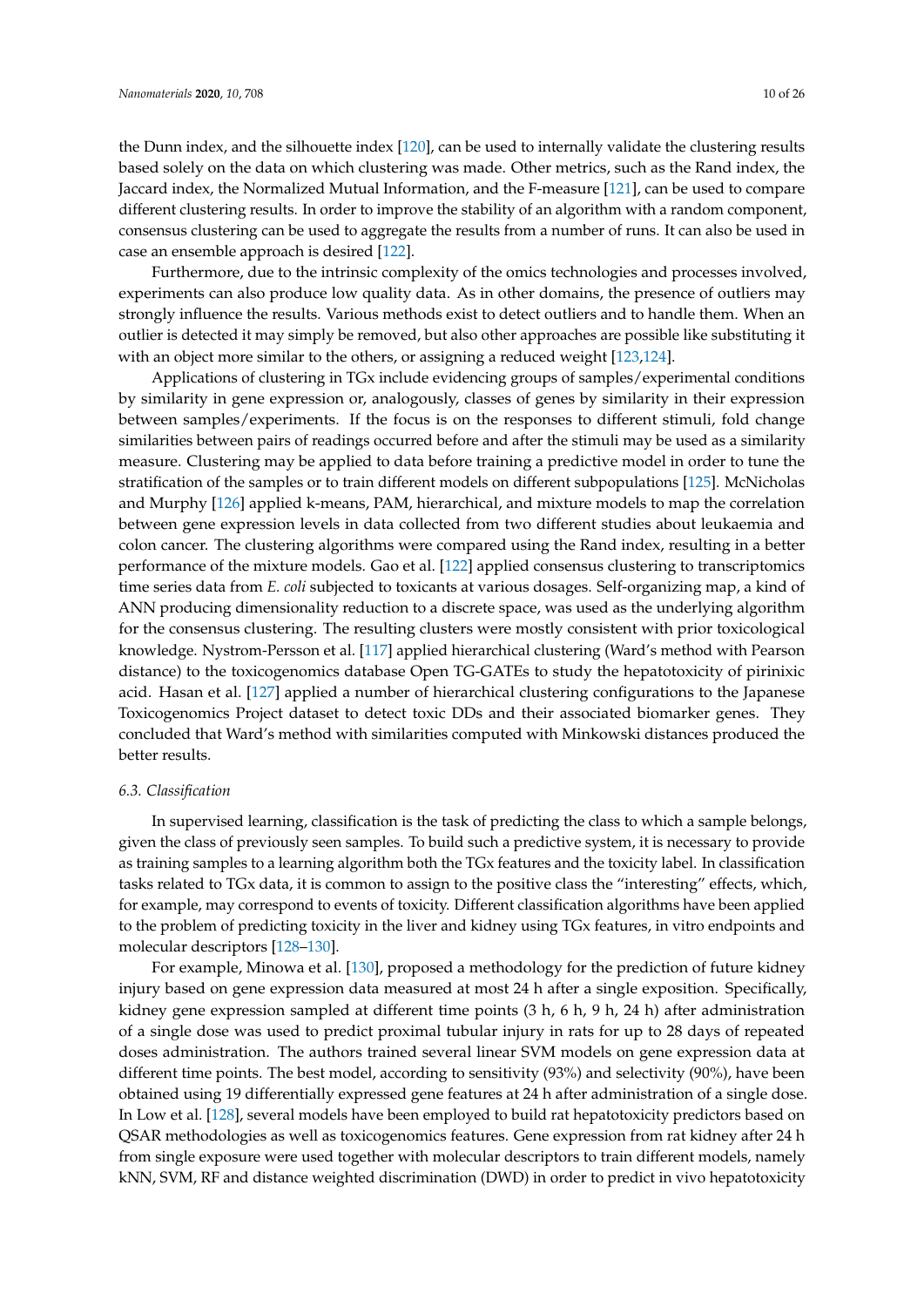the Dunn index, and the silhouette index [120], can be used to internally validate the clustering results based solely on the data on which clustering was made. Other metrics, such as the Rand index, the Jaccard index, the Normalized Mutual Information, and the F-measure [121], can be used to compare different clustering results. In order to improve the stability of an algorithm with a random component, consensus clustering can be used to aggregate the results from a number of runs. It can also be used in case an ensemble approach is desired [122].

Furthermore, due to the intrinsic complexity of the omics technologies and processes involved, experiments can also produce low quality data. As in other domains, the presence of outliers may strongly influence the results. Various methods exist to detect outliers and to handle them. When an outlier is detected it may simply be removed, but also other approaches are possible like substituting it with an object more similar to the others, or assigning a reduced weight [123,124].

Applications of clustering in TGx include evidencing groups of samples/experimental conditions by similarity in gene expression or, analogously, classes of genes by similarity in their expression between samples/experiments. If the focus is on the responses to different stimuli, fold change similarities between pairs of readings occurred before and after the stimuli may be used as a similarity measure. Clustering may be applied to data before training a predictive model in order to tune the stratification of the samples or to train different models on different subpopulations [125]. McNicholas and Murphy [126] applied k-means, PAM, hierarchical, and mixture models to map the correlation between gene expression levels in data collected from two different studies about leukaemia and colon cancer. The clustering algorithms were compared using the Rand index, resulting in a better performance of the mixture models. Gao et al. [122] applied consensus clustering to transcriptomics time series data from *E. coli* subjected to toxicants at various dosages. Self-organizing map, a kind of ANN producing dimensionality reduction to a discrete space, was used as the underlying algorithm for the consensus clustering. The resulting clusters were mostly consistent with prior toxicological knowledge. Nystrom-Persson et al. [117] applied hierarchical clustering (Ward's method with Pearson distance) to the toxicogenomics database Open TG-GATEs to study the hepatotoxicity of pirinixic acid. Hasan et al. [127] applied a number of hierarchical clustering configurations to the Japanese Toxicogenomics Project dataset to detect toxic DDs and their associated biomarker genes. They concluded that Ward's method with similarities computed with Minkowski distances produced the better results.

### *6.3. Classification*

In supervised learning, classification is the task of predicting the class to which a sample belongs, given the class of previously seen samples. To build such a predictive system, it is necessary to provide as training samples to a learning algorithm both the TGx features and the toxicity label. In classification tasks related to TGx data, it is common to assign to the positive class the "interesting" effects, which, for example, may correspond to events of toxicity. Different classification algorithms have been applied to the problem of predicting toxicity in the liver and kidney using TGx features, in vitro endpoints and molecular descriptors [128–130].

For example, Minowa et al. [130], proposed a methodology for the prediction of future kidney injury based on gene expression data measured at most 24 h after a single exposition. Specifically, kidney gene expression sampled at different time points (3 h, 6 h, 9 h, 24 h) after administration of a single dose was used to predict proximal tubular injury in rats for up to 28 days of repeated doses administration. The authors trained several linear SVM models on gene expression data at different time points. The best model, according to sensitivity (93%) and selectivity (90%), have been obtained using 19 differentially expressed gene features at 24 h after administration of a single dose. In Low et al. [128], several models have been employed to build rat hepatotoxicity predictors based on QSAR methodologies as well as toxicogenomics features. Gene expression from rat kidney after 24 h from single exposure were used together with molecular descriptors to train different models, namely kNN, SVM, RF and distance weighted discrimination (DWD) in order to predict in vivo hepatotoxicity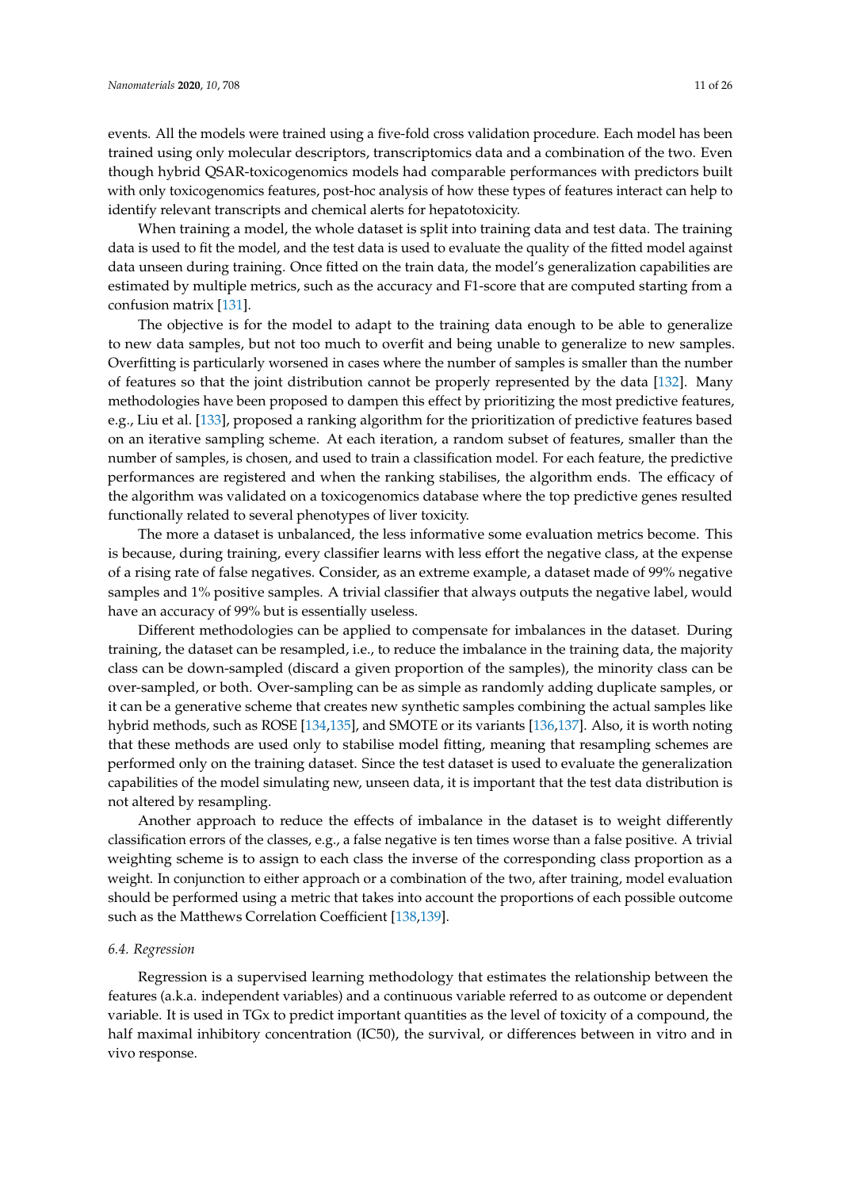events. All the models were trained using a five-fold cross validation procedure. Each model has been trained using only molecular descriptors, transcriptomics data and a combination of the two. Even though hybrid QSAR-toxicogenomics models had comparable performances with predictors built with only toxicogenomics features, post-hoc analysis of how these types of features interact can help to identify relevant transcripts and chemical alerts for hepatotoxicity.

When training a model, the whole dataset is split into training data and test data. The training data is used to fit the model, and the test dataset is used to evaluate the quality of the fitted model against data unseen during training. Once fitted on the train data, the model's generalization capabilities are estimated by multiple metrics, such as the accuracy and F1-score that are computed starting from a confusion matrix [131].

The objective is for the model to adapt to the training data enough to be able to generalize to new data samples, but not too much to overfit and being unable to generalize to new samples. Overfitting is particularly worsened in cases where the number of samples is smaller than the number of features so that the joint distribution cannot be properly represented by the data [132]. Many methodologies have been proposed to dampen this effect by prioritizing the most predictive features, e.g., Liu et al. [133], proposed a ranking algorithm for the prioritization of predictive features based on an iterative sampling scheme. At each iteration, a random subset of features, smaller than the number of samples, is chosen, and used to train a classification model. For each feature, the predictive performances are registered and when the ranking stabilises, the algorithm ends. The efficacy of the algorithm was validated on a toxicogenomics database where the top predictive genes resulted functionally related to several phenotypes of liver toxicity.

The more a dataset is unbalanced, the less informative some evaluation metrics become. This is because, during training, every classifier learns with less effort the negative class, at the expense of a rising rate of false negatives. Consider, as an extreme example, a dataset made of 99% negative samples and 1% positive samples. A trivial classifier that always outputs the negative label, would have an accuracy of 99% but is essentially useless.

Different methodologies can be applied to compensate for imbalances in the dataset. During training, the dataset can be resampled, i.e., to reduce the imbalance in the training data, the majority class can be down-sampled (discard a given proportion of the samples), the minority class can be over-sampled, or both. Over-sampling can be as simple as randomly adding duplicate samples, or it can be a generative scheme that creates new synthetic samples combining the actual samples like hybrid methods, such as ROSE [134,135], and SMOTE or its variants [136,137]. Also, it is worth noting that these methods are used only to stabilise model fitting, meaning that resampling schemes are performed only on the training dataset. Since the test dataset is used to evaluate the generalization capabilities of the model simulating new, unseen data, it is important that the test data distribution is not altered by resampling.

Another approach to reduce the effects of imbalance in the dataset is to weight differently classification errors of the classes, e.g., a false negative is ten times worse than a false positive. A trivial weighting scheme is to assign to each class the inverse of the corresponding class proportion as a weight. In conjunction to either approach or a combination of the two, after training, model evaluation should be performed using a metric that takes into account the proportions of each possible outcome such as the Matthews Correlation Coefficient [138,139].

### *6.4. Regression*

Regression is a supervised learning methodology that estimates the relationship between the features (a.k.a. independent variables) and a continuous variable referred to as outcome or dependent variable. It is used in TGx to predict important quantities as the level of toxicity of a compound, the half maximal inhibitory concentration (IC50), the survival, or differences between in vitro and in vivo response.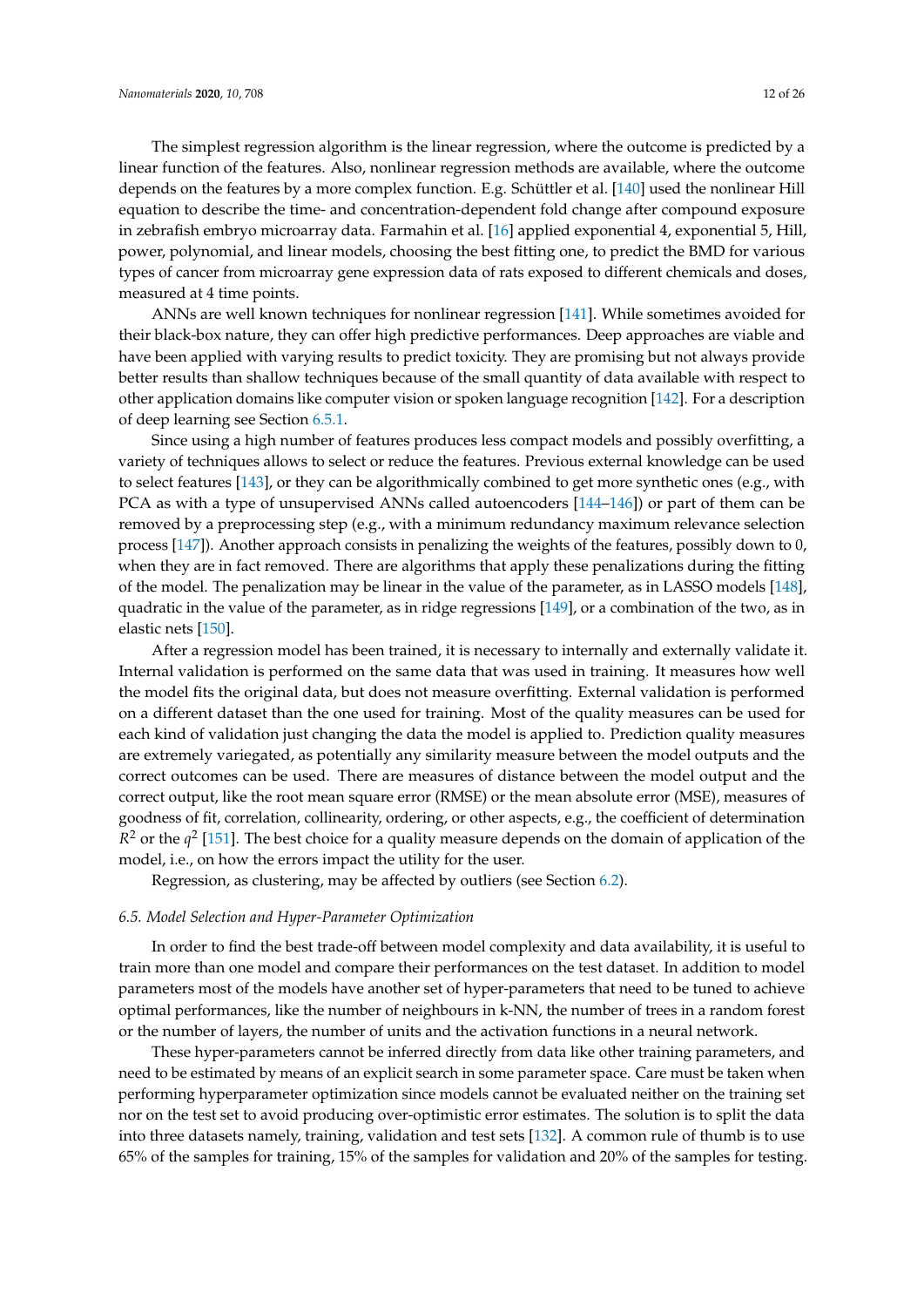The simplest regression algorithm is the linear regression, where the outcome is predicted by a linear function of the features. Also, nonlinear regression methods are available, where the outcome depends on the features by a more complex function. E.g. Schüttler et al. [140] used the nonlinear Hill equation to describe the time- and concentration-dependent fold change after compound exposure in zebrafish embryo microarray data. Farmahin et al. [16] applied exponential 4, exponential 5, Hill, power, polynomial, and linear models, choosing the best fitting one, to predict the BMD for various types of cancer from microarray gene expression data of rats exposed to different chemicals and doses, measured at 4 time points.

ANNs are well known techniques for nonlinear regression [141]. While sometimes avoided for their black-box nature, they can offer high predictive performances. Deep approaches are viable and have been applied with varying results to predict toxicity. They are promising but not always provide better results than shallow techniques because of the small quantity of data available with respect to other application domains like computer vision or spoken language recognition [142]. For a description of deep learning see Section 6.5.1.

Since using a high number of features produces less compact models and possibly overfitting, a variety of techniques allows to select or reduce the features. Previous external knowledge can be used to select features [143], or they can be algorithmically combined to get more synthetic ones (e.g., with PCA as with a type of unsupervised ANNs called autoencoders [144–146]) or part of them can be removed by a preprocessing step (e.g., with a minimum redundancy maximum relevance selection process [147]). Another approach consists in penalizing the weights of the features, possibly down to 0, when they are in fact removed. There are algorithms that apply these penalizations during the fitting of the model. The penalization may be linear in the value of the parameter, as in LASSO models [148], quadratic in the value of the parameter, as in ridge regressions [149], or a combination of the two, as in elastic nets [150].

After a regression model has been trained, it is necessary to internally and externally validate it. Internal validation is performed on the same data that was used in training. It measures how well the model fits the original data, but does not measure overfitting. External validation is performed on a different dataset than the one used for training. Most of the quality measures can be used for each kind of validation just changing the data the model is applied to. Prediction quality measures are extremely variegated, as potentially any similarity measure between the model outputs and the correct outcomes can be used. There are measures of distance between the model output and the correct output, like the root mean square error (RMSE) or the mean absolute error (MSE), measures of goodness of fit, correlation, collinearity, ordering, or other aspects, e.g., the coefficient of determination $R^2$ or the $q^2$ [151]. The best choice for a quality measure depends on the domain of application of the model, i.e., on how the errors impact the utility for the user.

Regression, as clustering, may be affected by outliers (see Section 6.2).

### *6.5. Model Selection and Hyper-Parameter Optimization*

In order to find the best trade-off between model complexity and data availability, it is useful to train more than one model and compare their performances on the test dataset. In addition to model parameters most of the models have another set of hyper-parameters that need to be tuned to achieve optimal performances, like the number of neighbours in k-NN, the number of trees in a random forest or the number of layers, the number of units and the activation functions in a neural network.

These hyper-parameters cannot be inferred directly from data like other training parameters, and need to be estimated by means of an explicit search in some parameter space. Care must be taken when performing hyperparameter optimization since models cannot be evaluated neither on the training set nor on the test set to avoid producing over-optimistic error estimates. The solution is to split the data into three datasets namely, training, validation and test sets [132]. A common rule of thumb is to use 65% of the samples for training, 15% of the samples for validation and 20% of the samples for testing.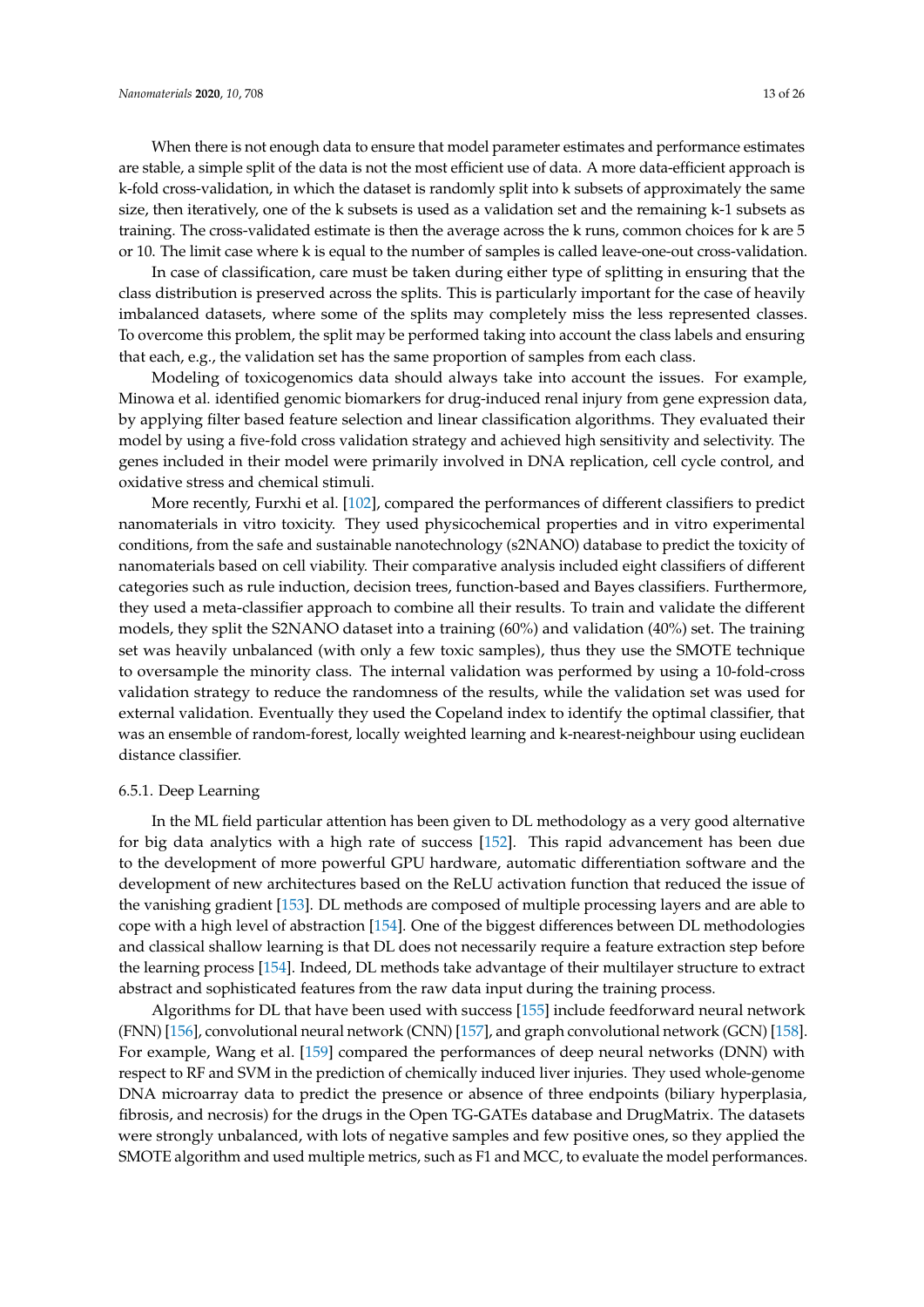When there is not enough data to ensure that model parameter estimates and performance estimates are stable, a simple split of the data is not the most efficient use of data. A more data-efficient approach is k-fold cross-validation, in which the dataset is randomly split into k subsets of approximately the same size, then iteratively, one of the k subsets is used as a validation set and the remaining k-1 subsets as training. The cross-validated estimate is then the average across the k runs, common choices for k are 5 or 10. The limit case where k is equal to the number of samples is called leave-one-out cross-validation.

In case of classification, care must be taken during either type of splitting in ensuring that the class distribution is preserved across the splits. This is particularly important for the case of heavily imbalanced datasets, where some of the splits may completely miss the less represented classes. To overcome this problem, the split may be performed taking into account the class labels and ensuring that each, e.g., the validation set has the same proportion of samples from each class.

Modeling of toxicogenomics data should always take into account the issues. For example, Minowa et al. identified genomic biomarkers for drug-induced renal injury from gene expression data, by applying filter based feature selection and linear classification algorithms. They evaluated their model by using a five-fold cross validation strategy and achieved high sensitivity and selectivity. The genes included in their model were primarily involved in DNA replication, cell cycle control, and oxidative stress and chemical stimuli.

More recently, Furxhi et al. [102], compared the performances of different classifiers to predict nanomaterials in vitro toxicity. They used physicochemical properties and in vitro experimental conditions, from the safe and sustainable nanotechnology (s2NANO) database to predict the toxicity of nanomaterials based on cell viability. Their comparative analysis included eight classifiers of different categories such as rule induction, decision trees, function-based and Bayes classifiers. Furthermore, they used a meta-classifier approach to combine all their results. To train and validate the different models, they split the S2NANO dataset into a training (60%) and validation (40%) set. The training set was heavily unbalanced (with only a few toxic samples), thus they use the SMOTE technique to oversample the minority class. The internal validation was performed by using a 10-fold-cross validation strategy to reduce the randomness of the results, while the validation set was used for external validation. Eventually they used the Copeland index to identify the optimal classifier, that was an ensemble of random-forest, locally weighted learning and k-nearest-neighbour using euclidean distance classifier.

### 6.5.1. Deep Learning

In the ML field particular attention has been given to DL methodology as a very good alternative for big data analytics with a high rate of success [152]. This rapid advancement has been due to the development of more powerful GPU hardware, automatic differentiation software and the development of new architectures based on the ReLU activation function that reduced the issue of the vanishing gradient [153]. DL methods are composed of multiple processing layers and are able to cope with a high level of abstraction [154]. One of the biggest differences between DL methodologies and classical shallow learning is that DL does not necessarily require a feature extraction step before the learning process [154]. Indeed, DL methods take advantage of their multilayer structure to extract abstract and sophisticated features from the raw data input during the training process.

Algorithms for DL that have been used with success [155] include feedforward neural network (FNN) [156], convolutional neural network (CNN) [157], and graph convolutional network (GCN) [158]. For example, Wang et al. [159] compared the performances of deep neural networks (DNN) with respect to RF and SVM in the prediction of chemically induced liver injuries. They used whole-genome DNA microarray data to predict the presence or absence of three endpoints (biliary hyperplasia, fibrosis, and necrosis) for the drugs in the Open TG-GATEs database and DrugMatrix. The datasets were strongly unbalanced, with lots of negative samples and few positive ones, so they applied the SMOTE algorithm and used multiple metrics, such as F1 and MCC, to evaluate the model performances.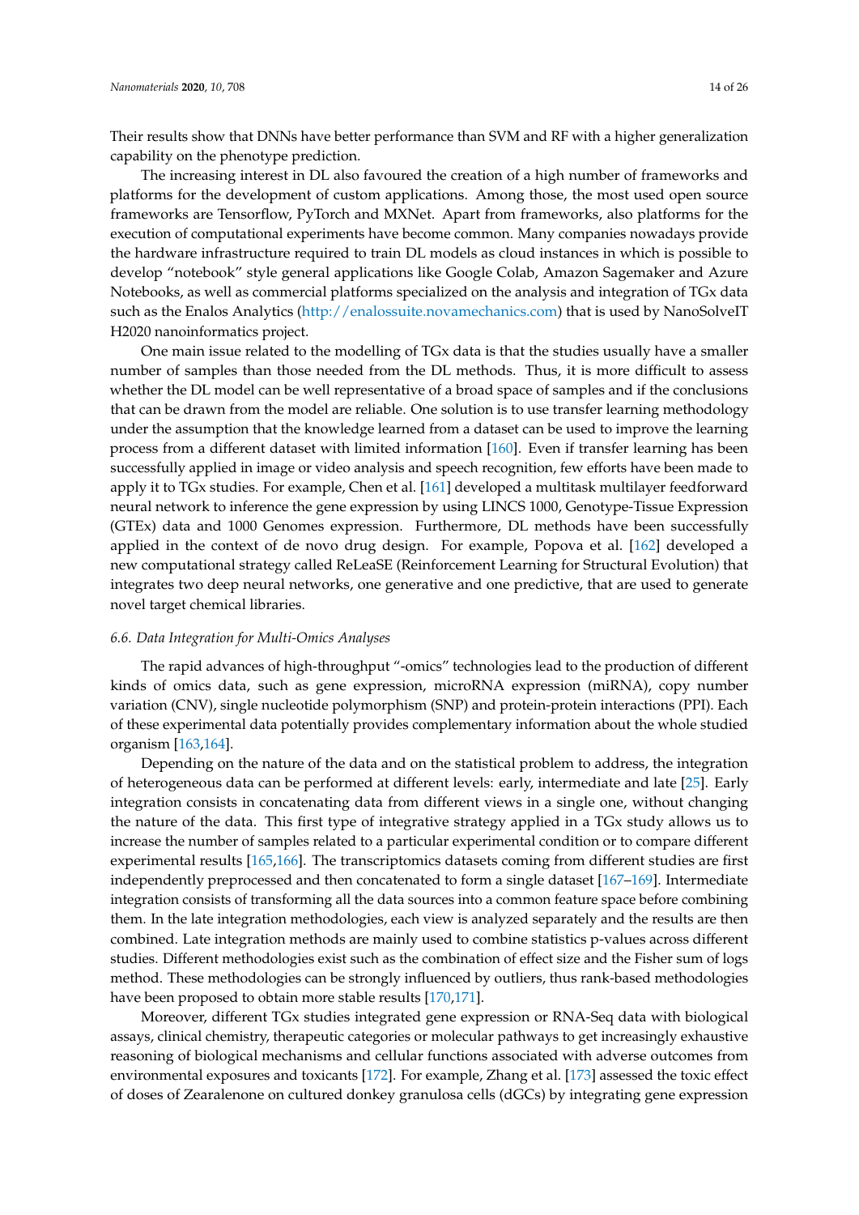Their results show that DNNs have better performance than SVM and RF with a higher generalization capability on the phenotype prediction.

The increasing interest in DL also favoured the creation of a high number of frameworks and platforms for the development of custom applications. Among those, the most used open source frameworks are Tensorflow, PyTorch and MXNet. Apart from frameworks, also platforms for the execution of computational experiments have become common. Many companies nowadays provide the hardware infrastructure required to train DL models as cloud instances in which is possible to develop "notebook" style general applications like Google Colab, Amazon Sagemaker and Azure Notebooks, as well as commercial platforms specialized on the analysis and integration of TGx data such as the Enalos Analytics (http://enalossuite.novamechanics.com) that is used by NanoSolveIT H2020 nanoinformatics project.

One main issue related to the modelling of TGx data is that the studies usually have a smaller number of samples than those needed from the DL methods. Thus, it is more difficult to assess whether the DL model can be well representative of a broad space of samples and if the conclusions that can be drawn from the model are reliable. One solution is to use transfer learning methodology under the assumption that the knowledge learned from a dataset can be used to improve the learning process from a different dataset with limited information [160]. Even if transfer learning has been successfully applied in image or video analysis and speech recognition, few efforts have been made to apply it to TGx studies. For example, Chen et al. [161] developed a multitask multilayer feedforward neural network to inference the gene expression by using LINCS 1000, Genotype-Tissue Expression (GTEx) data and 1000 Genomes expression. Furthermore, DL methods have been successfully applied in the context of de novo drug design. For example, Popova et al. [162] developed a new computational strategy called ReLeaSE (Reinforcement Learning for Structural Evolution) that integrates two deep neural networks, one generative and one predictive, that are used to generate novel target chemical libraries.

### *6.6. Data Integration for Multi-Omics Analyses*

The rapid advances of high-throughput "-omics" technologies lead to the production of different kinds of omics data, such as gene expression, microRNA expression (miRNA), copy number variation (CNV), single nucleotide polymorphism (SNP) and protein-protein interactions (PPI). Each of these experimental data potentially provides complementary information about the whole studied organism [163,164].

Depending on the nature of the data and on the statistical problem to address, the integration of heterogeneous data can be performed at different levels: early, intermediate and late [25]. Early integration consists in concatenating data from different views in a single one, without changing the nature of the data. This first type of integrative strategy applied in a TGx study allows us to increase the number of samples related to a particular experimental condition or to compare different experimental results [165,166]. The transcriptomics datasets coming from different studies are first independently preprocessed and then concatenated to form a single dataset [167–169]. Intermediate integration consists of transforming all the data sources into a common feature space before combining them. In the late integration methodologies, each view is analyzed separately and the results are then combined. Late integration methods are mainly used to combine statistics p-values across different studies. Different methodologies exist such as the combination of effect size and the Fisher sum of logs method. These methodologies can be strongly influenced by outliers, thus rank-based methodologies have been proposed to obtain more stable results [170,171].

Moreover, different TGx studies integrated gene expression or RNA-Seq data with biological assays, clinical chemistry, therapeutic categories or molecular pathways to get increasingly exhaustive reasoning of biological mechanisms and cellular functions associated with adverse outcomes from environmental exposures and toxicants [172]. For example, Zhang et al. [173] assessed the toxic effect of doses of Zearalenone on cultured donkey granulosa cells (dGCs) by integrating gene expression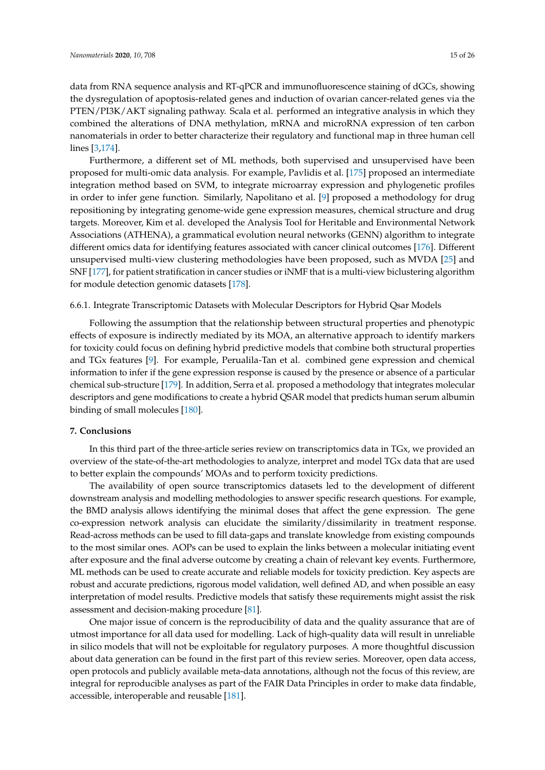data from RNA sequence analysis and RT-qPCR and immunofluorescence staining of dGCs, showing the dysregulation of apoptosis-related genes and induction of ovarian cancer-related genes via the PTEN/PI3K/AKT signaling pathway. Scala et al. performed an integrative analysis in which they combined the alterations of DNA methylation, mRNA and microRNA expression of ten carbon nanomaterials in order to better characterize their regulatory and functional map in three human cell lines [3,174].

Furthermore, a different set of ML methods, both supervised and unsupervised have been proposed for multi-omic data analysis. For example, Pavlidis et al. [175] proposed an intermediate integration method based on SVM, to integrate microarray expression and phylogenetic profiles in order to infer gene function. Similarly, Napolitano et al. [9] proposed a methodology for drug repositioning by integrating genome-wide gene expression measures, chemical structure and drug targets. Moreover, Kim et al. developed the Analysis Tool for Heritable and Environmental Network Associations (ATHENA), a grammatical evolution neural networks (GENN) algorithm to integrate different omics data for identifying features associated with cancer clinical outcomes [176]. Different unsupervised multi-view clustering methodologies have been proposed, such as MVDA [25] and SNF [177], for patient stratification in cancer studies or iNMF that is a multi-view biclustering algorithm for module detection genomic datasets [178].

#### 6.6.1. Integrate Transcriptomic Datasets with Molecular Descriptors for Hybrid Qsar Models

Following the assumption that the relationship between structural properties and phenotypic effects of exposure is indirectly mediated by its MOA, an alternative approach to identify markers for toxicity could focus on defining hybrid predictive models that combine both structural properties and TGx features [9]. For example, Perualila-Tan et al. combined gene expression and chemical information to infer if the gene expression response is caused by the presence or absence of a particular chemical sub-structure [179]. In addition, Serra et al. proposed a methodology that integrates molecular descriptors and gene modifications to create a hybrid QSAR model that predicts human serum albumin binding of small molecules [180].

## 7. Conclusions

In this third part of the three-article series review on transcriptomics data in TGx, we provided an overview of the state-of-the-art methodologies to analyze, interpret and model TGx data that are used to better explain the compounds' MOAs and to perform toxicity predictions.

The availability of open source transcriptomics datasets led to the development of different downstream analysis and modelling methodologies to answer specific research questions. For example, the BMD analysis allows identifying the minimal doses that affect the gene expression. The gene co-expression network analysis can elucidate the similarity/dissimilarity in treatment response. Read-across methods can be used to fill data-gaps and translate knowledge from existing compounds to the most similar ones. AOPs can be used to explain the links between a molecular initiating event after exposure and the final adverse outcome by creating a chain of relevant key events. Furthermore, ML methods can be used to create accurate and reliable models for toxicity prediction. Key aspects are robust and accurate predictions, rigorous model validation, well defined AD, and when possible an easy interpretation of model results. Predictive models that satisfy these requirements might assist the risk assessment and decision-making procedure [81].

One major issue of concern is the reproducibility of data and the quality assurance that are of utmost importance for all data used for modelling. Lack of high-quality data will result in unreliable in silico models that will not be exploitable for regulatory purposes. A more thoughtful discussion about data generation can be found in the first part of this review series. Moreover, open data access, open protocols and publicly available meta-data annotations, although not the focus of this review, are integral for reproducible analyses as part of the FAIR Data Principles in order to make data findable, accessible, interoperable and reusable [181].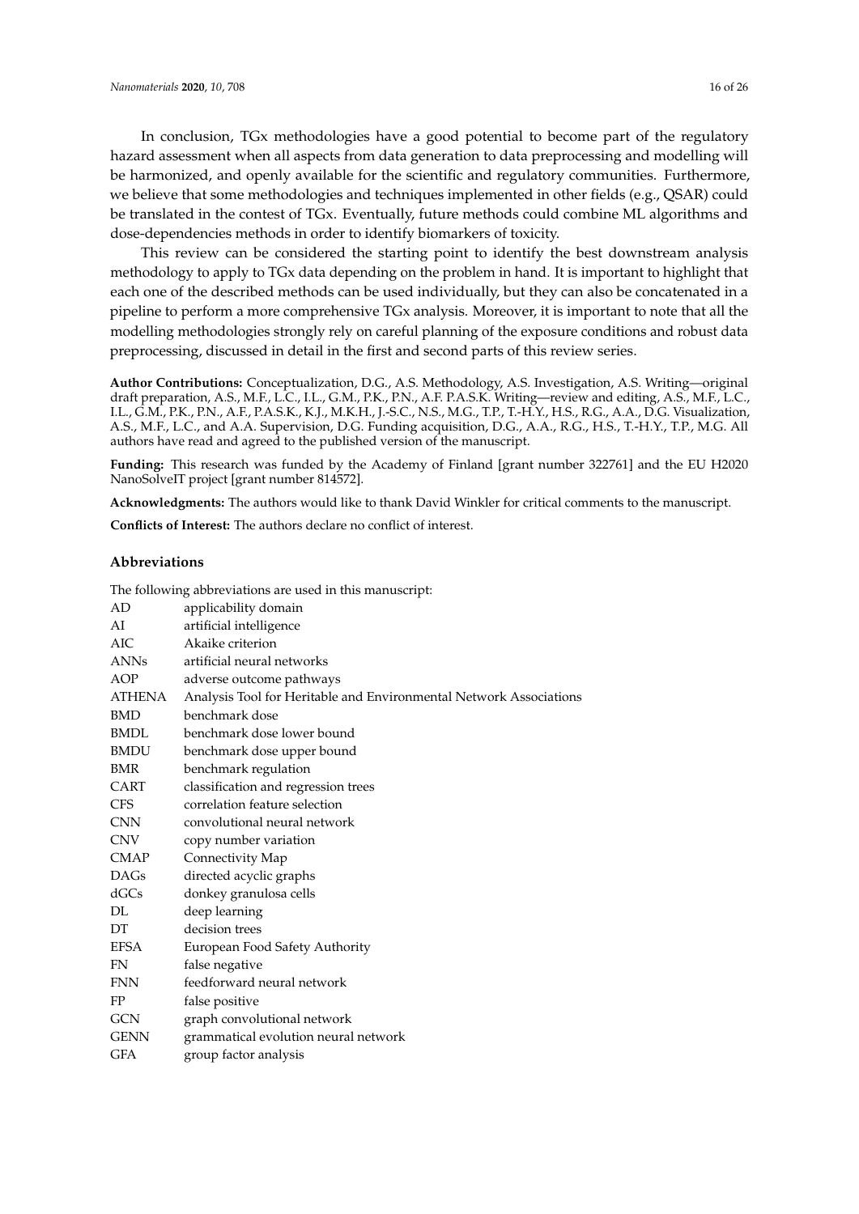In conclusion, TGx methodologies have a good potential to become part of the regulatory hazard assessment when all aspects from data generation to data preprocessing and modelling will be harmonized, and openly available for the scientific and regulatory communities. Furthermore, we believe that some methodologies and techniques implemented in other fields (e.g., QSAR) could be translated in the contest of TGx. Eventually, future methods could combine ML algorithms and dose-dependencies methods in order to identify biomarkers of toxicity.

This review can be considered the starting point to identify the best downstream analysis methodology to apply to TGx data depending on the problem in hand. It is important to highlight that each one of the described methods can be used individually, but they can also be concatenated in a pipeline to perform a more comprehensive TGx analysis. Moreover, it is important to note that all the modelling methodologies strongly rely on careful planning of the exposure conditions and robust data preprocessing, discussed in detail in the first and second parts of this review series.

**Author Contributions:** Conceptualization, D.G., A.S. Methodology, A.S. Investigation, A.S. Writing—original draft preparation, A.S., M.F., L.C., I.L., G.M., P.K., P.N., A.F. P.A.S.K. Writing—review and editing, A.S., M.F., L.C., I.L., G.M., P.K., P.N., A.F., P.A.S.K., K.J., M.K.H., J.-S.C., N.S., M.G., T.P., T.-H.Y., H.S., R.G., A.A., D.G. Visualization, A.S., M.F., L.C., and A.A. Supervision, D.G. Funding acquisition, D.G., A.A., R.G., H.S., T.-H.Y., T.P., M.G. All authors have read and agreed to the published version of the manuscript.

**Funding:** This research was funded by the Academy of Finland [grant number 322761] and the EU H2020 NanoSolveIT project [grant number 814572].

**Acknowledgments:** The authors would like to thank David Winkler for critical comments to the manuscript.

**Conflicts of Interest:** The authors declare no conflict of interest.

## Abbreviations

The following abbreviations are used in this manuscript:

| | |
|---|---|
| AD | applicability domain |
| AI | artificial intelligence |
| AIC | Akaike criterion |
| ANNs | artificial neural networks |
| AOP | adverse outcome pathways |
| ATHENA | Analysis Tool for Heritable and Environmental Network Associations |
| BMD | benchmark dose |
| BMDL | benchmark dose lower bound |
| BMDU | benchmark dose upper bound |
| BMR | benchmark regulation |
| CART | classification and regression trees |
| CFS | correlation feature selection |
| CNN | convolutional neural network |
| CNV | copy number variation |
| CMAP | Connectivity Map |
| DAGs | directed acyclic graphs |
| dGCs | donkey granulosa cells |
| DL | deep learning |
| DT | decision trees |
| EFSA | European Food Safety Authority |
| FN | false negative |
| FNN | feedforward neural network |
| FP | false positive |
| GCN | graph convolutional network |
| GENN | grammatical evolution neural network |
| GFA | group factor analysis |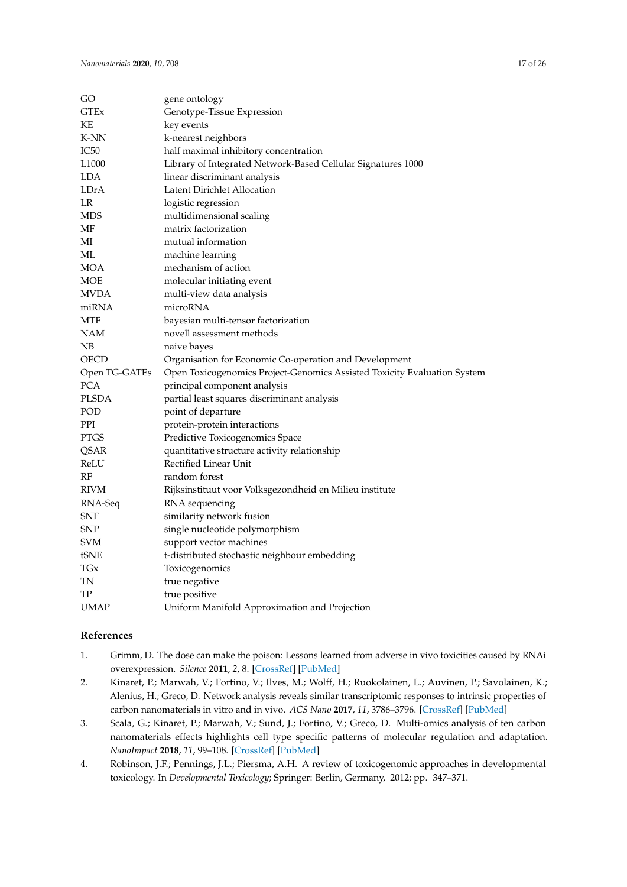| | |
|---|---|
| GO | gene ontology |
| GTEx | Genotype-Tissue Expression |
| KE | key events |
| K-NN | k-nearest neighbors |
| IC50 | half maximal inhibitory concentration |
| L1000 | Library of Integrated Network-Based Cellular Signatures 1000 |
| LDA | linear discriminant analysis |
| LDrA | Latent Dirichlet Allocation |
| LR | logistic regression |
| MDS | multidimensional scaling |
| MF | matrix factorization |
| MI | mutual information |
| ML | machine learning |
| MOA | mechanism of action |
| MOE | molecular initiating event |
| MVDA | multi-view data analysis |
| miRNA | microRNA |
| MTF | bayesian multi-tensor factorization |
| NAM | novell assessment methods |
| NB | naive bayes |
| OECD | Organisation for Economic Co-operation and Development |
| Open TG-GATEs | Open Toxicogenomics Project-Genomics Assisted Toxicity Evaluation System |
| PCA | principal component analysis |
| PLSDA | partial least squares discriminant analysis |
| POD | point of departure |
| PPI | protein-protein interactions |
| PTGS | Predictive Toxicogenomics Space |
| QSAR | quantitative structure activity relationship |
| ReLU | Rectified Linear Unit |
| RF | random forest |
| RIVM | Rijksinstituut voor Volksgezondheid en Milieu institute |
| RNA-Seq | RNA sequencing |
| SNF | similarity network fusion |
| SNP | single nucleotide polymorphism |
| SVM | support vector machines |
| tSNE | t-distributed stochastic neighbour embedding |
| TGx | Toxicogenomics |
| TN | true negative |
| TP | true positive |
| UMAP | Uniform Manifold Approximation and Projection |

## References

1. Grimm, D. The dose can make the poison: Lessons learned from adverse in vivo toxicities caused by RNAi overexpression. *Silence* **2011**, *2*, 8. [CrossRef] [PubMed]
2. Kinaret, P.; Marwah, V.; Fortino, V.; Ilves, M.; Wolff, H.; Ruokolainen, L.; Auvinen, P.; Savolainen, K.; Alenius, H.; Greco, D. Network analysis reveals similar transcriptomic responses to intrinsic properties of carbon nanomaterials in vitro and in vivo. *ACS Nano* **2017**, *11*, 3786–3796. [CrossRef] [PubMed]
3. Scala, G.; Kinaret, P.; Marwah, V.; Sund, J.; Fortino, V.; Greco, D. Multi-omics analysis of ten carbon nanomaterials effects highlights cell type specific patterns of molecular regulation and adaptation. *NanoImpact* **2018**, *11*, 99–108. [CrossRef] [PubMed]
4. Robinson, J.F.; Pennings, J.L.; Piersma, A.H. A review of toxicogenomic approaches in developmental toxicology. In *Developmental Toxicology*; Springer: Berlin, Germany, 2012; pp. 347–371.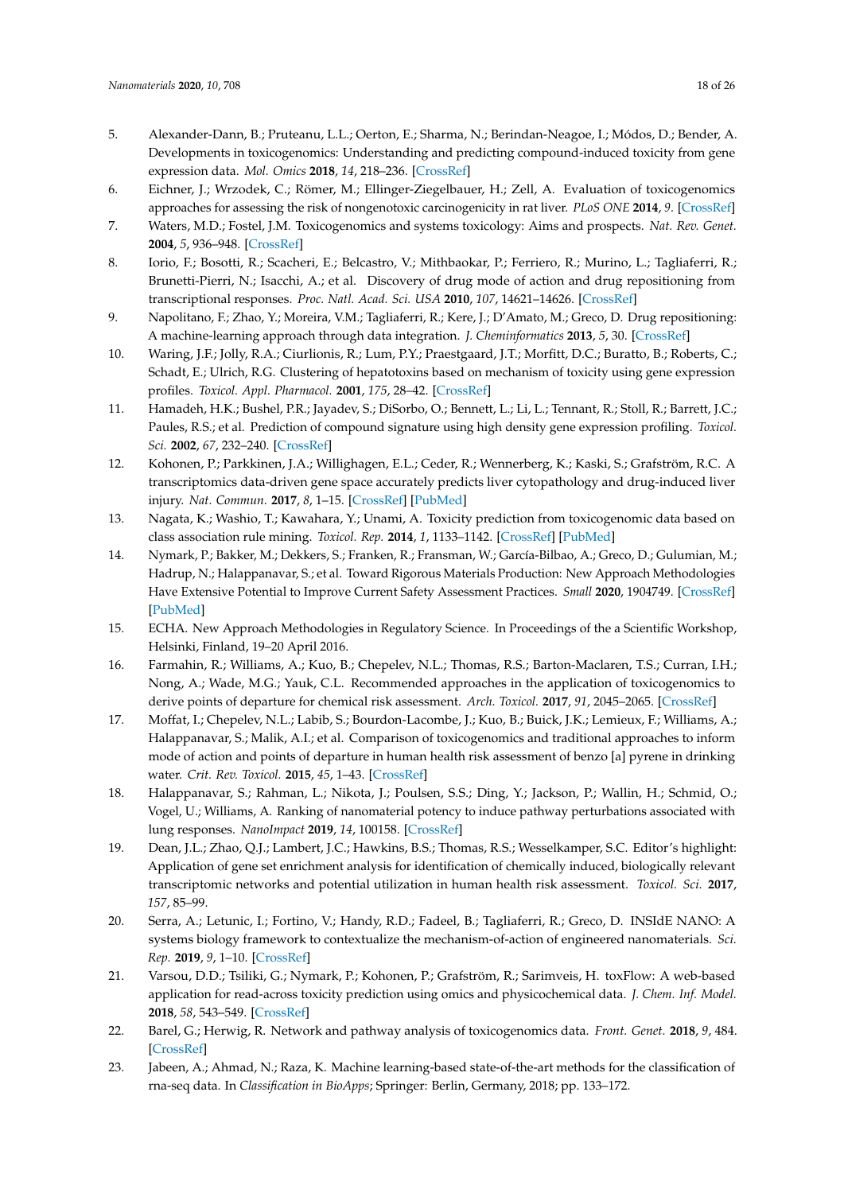5. Alexander-Dann, B.; Pruteanu, L.L.; Oerton, E.; Sharma, N.; Berindan-Neagoe, I.; Módos, D.; Bender, A. Developments in toxicogenomics: Understanding and predicting compound-induced toxicity from gene expression data. *Mol. Omics* **2018**, *14*, 218–236. [CrossRef]
6. Eichner, J.; Wrzodek, C.; Römer, M.; Ellinger-Ziegelbauer, H.; Zell, A. Evaluation of toxicogenomics approaches for assessing the risk of nongenotoxic carcinogenicity in rat liver. *PLoS ONE* **2014**, *9*. [CrossRef]
7. Waters, M.D.; Fostel, J.M. Toxicogenomics and systems toxicology: Aims and prospects. *Nat. Rev. Genet.* **2004**, *5*, 936–948. [CrossRef]
8. Iorio, F.; Bosotti, R.; Scacheri, E.; Belcastro, V.; Mithbaokar, P.; Ferriero, R.; Murino, L.; Tagliaferri, R.; Brunetti-Pierri, N.; Isacchi, A.; et al. Discovery of drug mode of action and drug repositioning from transcriptional responses. *Proc. Natl. Acad. Sci. USA* **2010**, *107*, 14621–14626. [CrossRef]
9. Napolitano, F.; Zhao, Y.; Moreira, V.M.; Tagliaferri, R.; Kere, J.; D'Amato, M.; Greco, D. Drug repositioning: A machine-learning approach through data integration. *J. Cheminformatics* **2013**, *5*, 30. [CrossRef]
10. Waring, J.F.; Jolly, R.A.; Ciurlionis, R.; Lum, P.Y.; Praestgaard, J.T.; Morfitt, D.C.; Buratto, B.; Roberts, C.; Schadt, E.; Ulrich, R.G. Clustering of hepatotoxins based on mechanism of toxicity using gene expression profiles. *Toxicol. Appl. Pharmacol.* **2001**, *175*, 28–42. [CrossRef]
11. Hamadeh, H.K.; Bushel, P.R.; Jayadev, S.; DiSorbo, O.; Bennett, L.; Li, L.; Tennant, R.; Stoll, R.; Barrett, J.C.; Paules, R.S.; et al. Prediction of compound signature using high density gene expression profiling. *Toxicol. Sci.* **2002**, *67*, 232–240. [CrossRef]
12. Kohonen, P.; Parkkinen, J.A.; Willighagen, E.L.; Ceder, R.; Wennerberg, K.; Kaski, S.; Grafström, R.C. A transcriptomics data-driven gene space accurately predicts liver cytopathology and drug-induced liver injury. *Nat. Commun.* **2017**, *8*, 1–15. [CrossRef] [PubMed]
13. Nagata, K.; Washio, T.; Kawahara, Y.; Unami, A. Toxicity prediction from toxicogenomic data based on class association rule mining. *Toxicol. Rep.* **2014**, *1*, 1133–1142. [CrossRef] [PubMed]
14. Nymark, P.; Bakker, M.; Dekkers, S.; Franken, R.; Fransman, W.; García-Bilbao, A.; Greco, D.; Gulumian, M.; Hadrup, N.; Halappanavar, S.; et al. Toward Rigorous Materials Production: New Approach Methodologies Have Extensive Potential to Improve Current Safety Assessment Practices. *Small* **2020**, 1904749. [CrossRef] [PubMed]
15. ECHA. New Approach Methodologies in Regulatory Science. In Proceedings of the a Scientific Workshop, Helsinki, Finland, 19–20 April 2016.
16. Farmahin, R.; Williams, A.; Kuo, B.; Chepelev, N.L.; Thomas, R.S.; Barton-Maclaren, T.S.; Curran, I.H.; Nong, A.; Wade, M.G.; Yauk, C.L. Recommended approaches in the application of toxicogenomics to derive points of departure for chemical risk assessment. *Arch. Toxicol.* **2017**, *91*, 2045–2065. [CrossRef]
17. Moffat, I.; Chepelev, N.L.; Labib, S.; Bourdon-Lacombe, J.; Kuo, B.; Buick, J.K.; Lemieux, F.; Williams, A.; Halappanavar, S.; Malik, A.I.; et al. Comparison of toxicogenomics and traditional approaches to inform mode of action and points of departure in human health risk assessment of benzo [a] pyrene in drinking water. *Crit. Rev. Toxicol.* **2015**, *45*, 1–43. [CrossRef]
18. Halappanavar, S.; Rahman, L.; Nikota, J.; Poulsen, S.S.; Ding, Y.; Jackson, P.; Wallin, H.; Schmid, O.; Vogel, U.; Williams, A. Ranking of nanomaterial potency to induce pathway perturbations associated with lung responses. *NanoImpact* **2019**, *14*, 100158. [CrossRef]
19. Dean, J.L.; Zhao, Q.J.; Lambert, J.C.; Hawkins, B.S.; Thomas, R.S.; Wesselkamper, S.C. Editor's highlight: Application of gene set enrichment analysis for identification of chemically induced, biologically relevant transcriptomic networks and potential utilization in human health risk assessment. *Toxicol. Sci.* **2017**, *157*, 85–99.
20. Serra, A.; Letunic, I.; Fortino, V.; Handy, R.D.; Fadeel, B.; Tagliaferri, R.; Greco, D. INSIdE NANO: A systems biology framework to contextualize the mechanism-of-action of engineered nanomaterials. *Sci. Rep.* **2019**, *9*, 1–10. [CrossRef]
21. Varsou, D.D.; Tsiliki, G.; Nymark, P.; Kohonen, P.; Grafström, R.; Sarimveis, H. toxFlow: A web-based application for read-across toxicity prediction using omics and physicochemical data. *J. Chem. Inf. Model.* **2018**, *58*, 543–549. [CrossRef]
22. Barel, G.; Herwig, R. Network and pathway analysis of toxicogenomics data. *Front. Genet.* **2018**, *9*, 484. [CrossRef]
23. Jabeen, A.; Ahmad, N.; Raza, K. Machine learning-based state-of-the-art methods for the classification of rna-seq data. In *Classification in BioApps*; Springer: Berlin, Germany, 2018; pp. 133–172.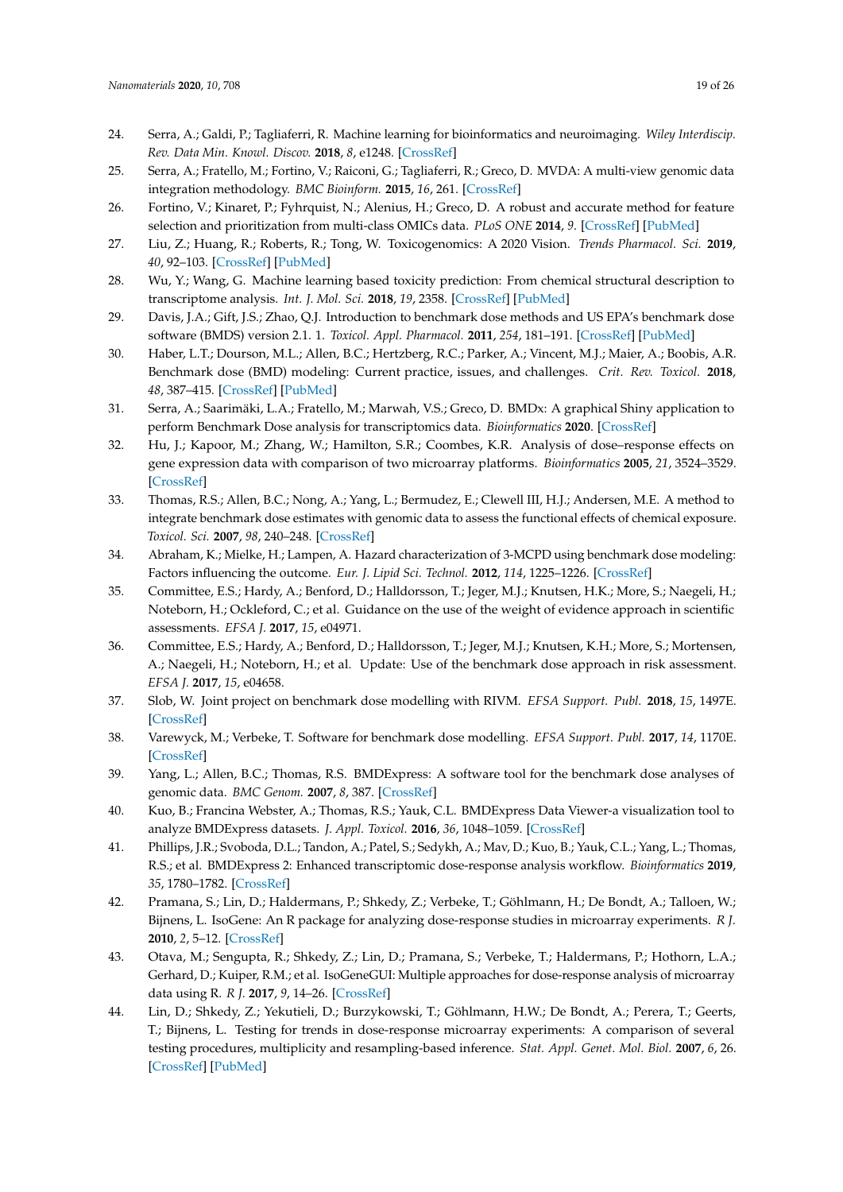24. Serra, A.; Galdi, P.; Tagliaferri, R. Machine learning for bioinformatics and neuroimaging. *Wiley Interdiscip. Rev. Data Min. Knowl. Discov.* **2018**, *8*, e1248. [CrossRef]
25. Serra, A.; Fratello, M.; Fortino, V.; Raiconi, G.; Tagliaferri, R.; Greco, D. MVDA: A multi-view genomic data integration methodology. *BMC Bioinform.* **2015**, *16*, 261. [CrossRef]
26. Fortino, V.; Kinaret, P.; Fyhrquist, N.; Alenius, H.; Greco, D. A robust and accurate method for feature selection and prioritization from multi-class OMICs data. *PLoS ONE* **2014**, *9*. [CrossRef] [PubMed]
27. Liu, Z.; Huang, R.; Roberts, R.; Tong, W. Toxicogenomics: A 2020 Vision. *Trends Pharmacol. Sci.* **2019**, *40*, 92–103. [CrossRef] [PubMed]
28. Wu, Y.; Wang, G. Machine learning based toxicity prediction: From chemical structural description to transcriptome analysis. *Int. J. Mol. Sci.* **2018**, *19*, 2358. [CrossRef] [PubMed]
29. Davis, J.A.; Gift, J.S.; Zhao, Q.J. Introduction to benchmark dose methods and US EPA's benchmark dose software (BMDS) version 2.1. 1. *Toxicol. Appl. Pharmacol.* **2011**, *254*, 181–191. [CrossRef] [PubMed]
30. Haber, L.T.; Dourson, M.L.; Allen, B.C.; Hertzberg, R.C.; Parker, A.; Vincent, M.J.; Maier, A.; Boobis, A.R. Benchmark dose (BMD) modeling: Current practice, issues, and challenges. *Crit. Rev. Toxicol.* **2018**, *48*, 387–415. [CrossRef] [PubMed]
31. Serra, A.; Saarimäki, L.A.; Fratello, M.; Marwah, V.S.; Greco, D. BMDx: A graphical Shiny application to perform Benchmark Dose analysis for transcriptomics data. *Bioinformatics* **2020**. [CrossRef]
32. Hu, J.; Kapoor, M.; Zhang, W.; Hamilton, S.R.; Coombes, K.R. Analysis of dose–response effects on gene expression data with comparison of two microarray platforms. *Bioinformatics* **2005**, *21*, 3524–3529. [CrossRef]
33. Thomas, R.S.; Allen, B.C.; Nong, A.; Yang, L.; Bermudez, E.; Clewell III, H.J.; Andersen, M.E. A method to integrate benchmark dose estimates with genomic data to assess the functional effects of chemical exposure. *Toxicol. Sci.* **2007**, *98*, 240–248. [CrossRef]
34. Abraham, K.; Mielke, H.; Lampen, A. Hazard characterization of 3-MCPD using benchmark dose modeling: Factors influencing the outcome. *Eur. J. Lipid Sci. Technol.* **2012**, *114*, 1225–1226. [CrossRef]
35. Committee, E.S.; Hardy, A.; Benford, D.; Halldorsson, T.; Jeger, M.J.; Knutsen, H.K.; More, S.; Naegeli, H.; Noteborn, H.; Ockleford, C.; et al. Guidance on the use of the weight of evidence approach in scientific assessments. *EFSA J.* **2017**, *15*, e04971.
36. Committee, E.S.; Hardy, A.; Benford, D.; Halldorsson, T.; Jeger, M.J.; Knutsen, K.H.; More, S.; Mortensen, A.; Naegeli, H.; Noteborn, H.; et al. Update: Use of the benchmark dose approach in risk assessment. *EFSA J.* **2017**, *15*, e04658.
37. Slob, W. Joint project on benchmark dose modelling with RIVM. *EFSA Support. Publ.* **2018**, *15*, 1497E. [CrossRef]
38. Varewyck, M.; Verbeke, T. Software for benchmark dose modelling. *EFSA Support. Publ.* **2017**, *14*, 1170E. [CrossRef]
39. Yang, L.; Allen, B.C.; Thomas, R.S. BMDExpress: A software tool for the benchmark dose analyses of genomic data. *BMC Genom.* **2007**, *8*, 387. [CrossRef]
40. Kuo, B.; Francina Webster, A.; Thomas, R.S.; Yauk, C.L. BMDExpress Data Viewer-a visualization tool to analyze BMDExpress datasets. *J. Appl. Toxicol.* **2016**, *36*, 1048–1059. [CrossRef]
41. Phillips, J.R.; Svoboda, D.L.; Tandon, A.; Patel, S.; Sedykh, A.; Mav, D.; Kuo, B.; Yauk, C.L.; Yang, L.; Thomas, R.S.; et al. BMDExpress 2: Enhanced transcriptomic dose-response analysis workflow. *Bioinformatics* **2019**, *35*, 1780–1782. [CrossRef]
42. Pramana, S.; Lin, D.; Haldermans, P.; Shkedy, Z.; Verbeke, T.; Göhlmann, H.; De Bondt, A.; Talloen, W.; Bijnens, L. IsoGene: An R package for analyzing dose-response studies in microarray experiments. *R J.* **2010**, *2*, 5–12. [CrossRef]
43. Otava, M.; Sengupta, R.; Shkedy, Z.; Lin, D.; Pramana, S.; Verbeke, T.; Haldermans, P.; Hothorn, L.A.; Gerhard, D.; Kuiper, R.M.; et al. IsoGeneGUI: Multiple approaches for dose-response analysis of microarray data using R. *R J.* **2017**, *9*, 14–26. [CrossRef]
44. Lin, D.; Shkedy, Z.; Yekutieli, D.; Burzykowski, T.; Göhlmann, H.W.; De Bondt, A.; Perera, T.; Geerts, T.; Bijnens, L. Testing for trends in dose-response microarray experiments: A comparison of several testing procedures, multiplicity and resampling-based inference. *Stat. Appl. Genet. Mol. Biol.* **2007**, *6*, 26. [CrossRef] [PubMed]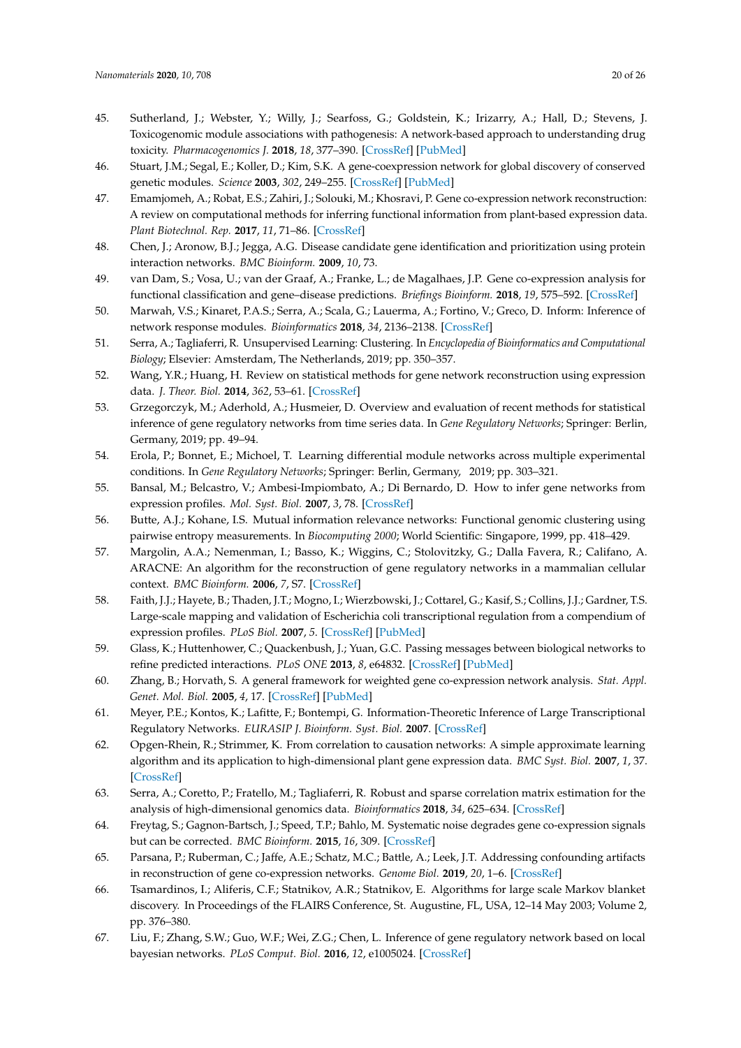45. Sutherland, J.; Webster, Y.; Willy, J.; Searfoss, G.; Goldstein, K.; Irizarry, A.; Hall, D.; Stevens, J. Toxicogenomic module associations with pathogenesis: A network-based approach to understanding drug toxicity. *Pharmacogenomics J.* **2018**, *18*, 377–390. [CrossRef] [PubMed]
46. Stuart, J.M.; Segal, E.; Koller, D.; Kim, S.K. A gene-coexpression network for global discovery of conserved genetic modules. *Science* **2003**, *302*, 249–255. [CrossRef] [PubMed]
47. Emamjomeh, A.; Robat, E.S.; Zahiri, J.; Solouki, M.; Khosravi, P. Gene co-expression network reconstruction: A review on computational methods for inferring functional information from plant-based expression data. *Plant Biotechnol. Rep.* **2017**, *11*, 71–86. [CrossRef]
48. Chen, J.; Aronow, B.J.; Jegga, A.G. Disease candidate gene identification and prioritization using protein interaction networks. *BMC Bioinform.* **2009**, *10*, 73.
49. van Dam, S.; Vosa, U.; van der Graaf, A.; Franke, L.; de Magalhaes, J.P. Gene co-expression analysis for functional classification and gene–disease predictions. *Briefings Bioinform.* **2018**, *19*, 575–592. [CrossRef]
50. Marwah, V.S.; Kinaret, P.A.S.; Serra, A.; Scala, G.; Lauerma, A.; Fortino, V.; Greco, D. Inform: Inference of network response modules. *Bioinformatics* **2018**, *34*, 2136–2138. [CrossRef]
51. Serra, A.; Tagliaferri, R. Unsupervised Learning: Clustering. In *Encyclopedia of Bioinformatics and Computational Biology*; Elsevier: Amsterdam, The Netherlands, 2019; pp. 350–357.
52. Wang, Y.R.; Huang, H. Review on statistical methods for gene network reconstruction using expression data. *J. Theor. Biol.* **2014**, *362*, 53–61. [CrossRef]
53. Grzegorczyk, M.; Aderhold, A.; Husmeier, D. Overview and evaluation of recent methods for statistical inference of gene regulatory networks from time series data. In *Gene Regulatory Networks*; Springer: Berlin, Germany, 2019; pp. 49–94.
54. Erola, P.; Bonnet, E.; Michoel, T. Learning differential module networks across multiple experimental conditions. In *Gene Regulatory Networks*; Springer: Berlin, Germany, 2019; pp. 303–321.
55. Bansal, M.; Belcastro, V.; Ambesi-Impiombato, A.; Di Bernardo, D. How to infer gene networks from expression profiles. *Mol. Syst. Biol.* **2007**, *3*, 78. [CrossRef]
56. Butte, A.J.; Kohane, I.S. Mutual information relevance networks: Functional genomic clustering using pairwise entropy measurements. In *Biocomputing 2000*; World Scientific: Singapore, 1999, pp. 418–429.
57. Margolin, A.A.; Nemenman, I.; Basso, K.; Wiggins, C.; Stolovitzky, G.; Dalla Favera, R.; Califano, A. ARACNE: An algorithm for the reconstruction of gene regulatory networks in a mammalian cellular context. *BMC Bioinform.* **2006**, *7*, S7. [CrossRef]
58. Faith, J.J.; Hayete, B.; Thaden, J.T.; Mogno, I.; Wierzbowski, J.; Cottarel, G.; Kasif, S.; Collins, J.J.; Gardner, T.S. Large-scale mapping and validation of Escherichia coli transcriptional regulation from a compendium of expression profiles. *PLoS Biol.* **2007**, *5*. [CrossRef] [PubMed]
59. Glass, K.; Huttenhower, C.; Quackenbush, J.; Yuan, G.C. Passing messages between biological networks to refine predicted interactions. *PLoS ONE* **2013**, *8*, e64832. [CrossRef] [PubMed]
60. Zhang, B.; Horvath, S. A general framework for weighted gene co-expression network analysis. *Stat. Appl. Genet. Mol. Biol.* **2005**, *4*, 17. [CrossRef] [PubMed]
61. Meyer, P.E.; Kontos, K.; Lafitte, F.; Bontempi, G. Information-Theoretic Inference of Large Transcriptional Regulatory Networks. *EURASIP J. Bioinform. Syst. Biol.* **2007**. [CrossRef]
62. Opgen-Rhein, R.; Strimmer, K. From correlation to causation networks: A simple approximate learning algorithm and its application to high-dimensional plant gene expression data. *BMC Syst. Biol.* **2007**, *1*, 37. [CrossRef]
63. Serra, A.; Coretto, P.; Fratello, M.; Tagliaferri, R. Robust and sparse correlation matrix estimation for the analysis of high-dimensional genomics data. *Bioinformatics* **2018**, *34*, 625–634. [CrossRef]
64. Freytag, S.; Gagnon-Bartsch, J.; Speed, T.P.; Bahlo, M. Systematic noise degrades gene co-expression signals but can be corrected. *BMC Bioinform.* **2015**, *16*, 309. [CrossRef]
65. Parsana, P.; Ruberman, C.; Jaffe, A.E.; Schatz, M.C.; Battle, A.; Leek, J.T. Addressing confounding artifacts in reconstruction of gene co-expression networks. *Genome Biol.* **2019**, *20*, 1–6. [CrossRef]
66. Tsamardinos, I.; Aliferis, C.F.; Statnikov, A.R.; Statnikov, E. Algorithms for large scale Markov blanket discovery. In Proceedings of the FLAIRS Conference, St. Augustine, FL, USA, 12–14 May 2003; Volume 2, pp. 376–380.
67. Liu, F.; Zhang, S.W.; Guo, W.F.; Wei, Z.G.; Chen, L. Inference of gene regulatory network based on local bayesian networks. *PLoS Comput. Biol.* **2016**, *12*, e1005024. [CrossRef]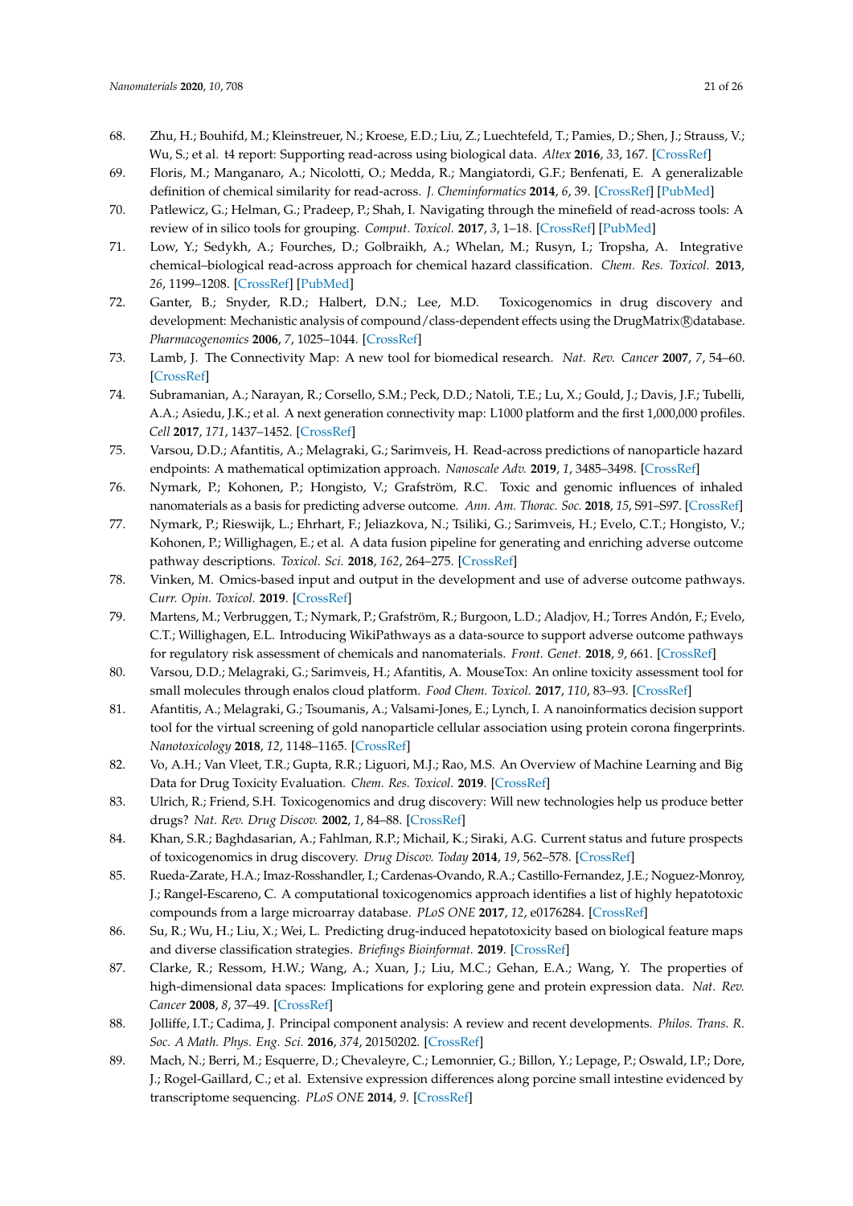68. Zhu, H.; Bouhifd, M.; Kleinstreuer, N.; Kroese, E.D.; Liu, Z.; Luechtefeld, T.; Pamies, D.; Shen, J.; Strauss, V.; Wu, S.; et al. t4 report: Supporting read-across using biological data. *Altex* **2016**, *33*, 167. [CrossRef]
69. Floris, M.; Manganaro, A.; Nicolotti, O.; Medda, R.; Mangiatordi, G.F.; Benfenati, E. A generalizable definition of chemical similarity for read-across. *J. Cheminformatics* **2014**, *6*, 39. [CrossRef] [PubMed]
70. Patlewicz, G.; Helman, G.; Pradeep, P.; Shah, I. Navigating through the minefield of read-across tools: A review of in silico tools for grouping. *Comput. Toxicol.* **2017**, *3*, 1–18. [CrossRef] [PubMed]
71. Low, Y.; Sedykh, A.; Fourches, D.; Golbraikh, A.; Whelan, M.; Rusyn, I.; Tropsha, A. Integrative chemical–biological read-across approach for chemical hazard classification. *Chem. Res. Toxicol.* **2013**, *26*, 1199–1208. [CrossRef] [PubMed]
72. Ganter, B.; Snyder, R.D.; Halbert, D.N.; Lee, M.D. Toxicogenomics in drug discovery and development: Mechanistic analysis of compound/class-dependent effects using the DrugMatrix®database. *Pharmacogenomics* **2006**, *7*, 1025–1044. [CrossRef]
73. Lamb, J. The Connectivity Map: A new tool for biomedical research. *Nat. Rev. Cancer* **2007**, *7*, 54–60. [CrossRef]
74. Subramanian, A.; Narayan, R.; Corsello, S.M.; Peck, D.D.; Natoli, T.E.; Lu, X.; Gould, J.; Davis, J.F.; Tubelli, A.A.; Asiedu, J.K.; et al. A next generation connectivity map: L1000 platform and the first 1,000,000 profiles. *Cell* **2017**, *171*, 1437–1452. [CrossRef]
75. Varsou, D.D.; Afantitis, A.; Melagraki, G.; Sarimveis, H. Read-across predictions of nanoparticle hazard endpoints: A mathematical optimization approach. *Nanoscale Adv.* **2019**, *1*, 3485–3498. [CrossRef]
76. Nymark, P.; Kohonen, P.; Hongisto, V.; Grafström, R.C. Toxic and genomic influences of inhaled nanomaterials as a basis for predicting adverse outcome. *Ann. Am. Thorac. Soc.* **2018**, *15*, S91–S97. [CrossRef]
77. Nymark, P.; Rieswijk, L.; Ehrhart, F.; Jeliazkova, N.; Tsiliki, G.; Sarimveis, H.; Evelo, C.T.; Hongisto, V.; Kohonen, P.; Willighagen, E.; et al. A data fusion pipeline for generating and enriching adverse outcome pathway descriptions. *Toxicol. Sci.* **2018**, *162*, 264–275. [CrossRef]
78. Vinken, M. Omics-based input and output in the development and use of adverse outcome pathways. *Curr. Opin. Toxicol.* **2019**. [CrossRef]
79. Martens, M.; Verbruggen, T.; Nymark, P.; Grafström, R.; Burgoon, L.D.; Aladjov, H.; Torres Andón, F.; Evelo, C.T.; Willighagen, E.L. Introducing WikiPathways as a data-source to support adverse outcome pathways for regulatory risk assessment of chemicals and nanomaterials. *Front. Genet.* **2018**, *9*, 661. [CrossRef]
80. Varsou, D.D.; Melagraki, G.; Sarimveis, H.; Afantitis, A. MouseTox: An online toxicity assessment tool for small molecules through enalos cloud platform. *Food Chem. Toxicol.* **2017**, *110*, 83–93. [CrossRef]
81. Afantitis, A.; Melagraki, G.; Tsoumanis, A.; Valsami-Jones, E.; Lynch, I. A nanoinformatics decision support tool for the virtual screening of gold nanoparticle cellular association using protein corona fingerprints. *Nanotoxicology* **2018**, *12*, 1148–1165. [CrossRef]
82. Vo, A.H.; Van Vleet, T.R.; Gupta, R.R.; Liguori, M.J.; Rao, M.S. An Overview of Machine Learning and Big Data for Drug Toxicity Evaluation. *Chem. Res. Toxicol.* **2019**. [CrossRef]
83. Ulrich, R.; Friend, S.H. Toxicogenomics and drug discovery: Will new technologies help us produce better drugs? *Nat. Rev. Drug Discov.* **2002**, *1*, 84–88. [CrossRef]
84. Khan, S.R.; Baghdasarian, A.; Fahlman, R.P.; Michail, K.; Siraki, A.G. Current status and future prospects of toxicogenomics in drug discovery. *Drug Discov. Today* **2014**, *19*, 562–578. [CrossRef]
85. Rueda-Zarate, H.A.; Imaz-Rosshandler, I.; Cardenas-Ovando, R.A.; Castillo-Fernandez, J.E.; Noguez-Monroy, J.; Rangel-Escareno, C. A computational toxicogenomics approach identifies a list of highly hepatotoxic compounds from a large microarray database. *PLoS ONE* **2017**, *12*, e0176284. [CrossRef]
86. Su, R.; Wu, H.; Liu, X.; Wei, L. Predicting drug-induced hepatotoxicity based on biological feature maps and diverse classification strategies. *Briefings Bioinformat.* **2019**. [CrossRef]
87. Clarke, R.; Ressom, H.W.; Wang, A.; Xuan, J.; Liu, M.C.; Gehan, E.A.; Wang, Y. The properties of high-dimensional data spaces: Implications for exploring gene and protein expression data. *Nat. Rev. Cancer* **2008**, *8*, 37–49. [CrossRef]
88. Jolliffe, I.T.; Cadima, J. Principal component analysis: A review and recent developments. *Philos. Trans. R. Soc. A Math. Phys. Eng. Sci.* **2016**, *374*, 20150202. [CrossRef]
89. Mach, N.; Berri, M.; Esquerre, D.; Chevaleyre, C.; Lemonnier, G.; Billon, Y.; Lepage, P.; Oswald, I.P.; Dore, J.; Rogel-Gaillard, C.; et al. Extensive expression differences along porcine small intestine evidenced by transcriptome sequencing. *PLoS ONE* **2014**, *9*. [CrossRef]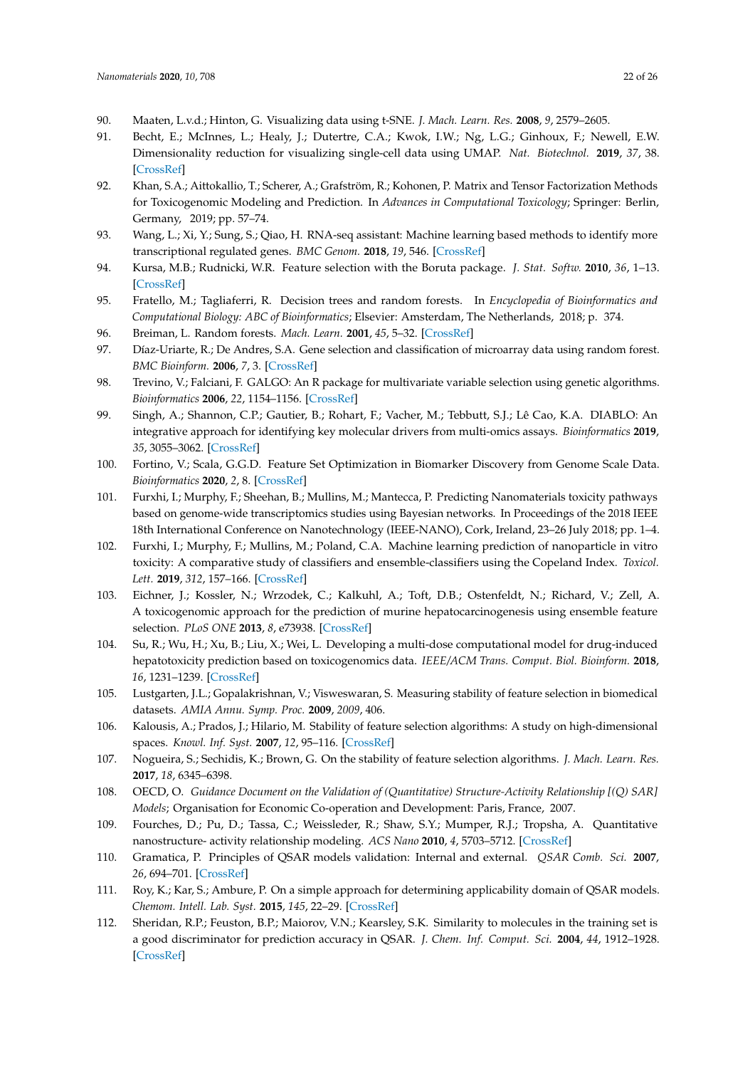90. Maaten, L.v.d.; Hinton, G. Visualizing data using t-SNE. *J. Mach. Learn. Res.* **2008**, *9*, 2579–2605.
91. Becht, E.; McInnes, L.; Healy, J.; Dutertre, C.A.; Kwok, I.W.; Ng, L.G.; Ginhoux, F.; Newell, E.W. Dimensionality reduction for visualizing single-cell data using UMAP. *Nat. Biotechnol.* **2019**, *37*, 38. [CrossRef]
92. Khan, S.A.; Aittokallio, T.; Scherer, A.; Grafström, R.; Kohonen, P. Matrix and Tensor Factorization Methods for Toxicogenomic Modeling and Prediction. In *Advances in Computational Toxicology*; Springer: Berlin, Germany, 2019; pp. 57–74.
93. Wang, L.; Xi, Y.; Sung, S.; Qiao, H. RNA-seq assistant: Machine learning based methods to identify more transcriptional regulated genes. *BMC Genom.* **2018**, *19*, 546. [CrossRef]
94. Kursa, M.B.; Rudnicki, W.R. Feature selection with the Boruta package. *J. Stat. Softw.* **2010**, *36*, 1–13. [CrossRef]
95. Fratello, M.; Tagliaferri, R. Decision trees and random forests. In *Encyclopedia of Bioinformatics and Computational Biology: ABC of Bioinformatics*; Elsevier: Amsterdam, The Netherlands, 2018; p. 374.
96. Breiman, L. Random forests. *Mach. Learn.* **2001**, *45*, 5–32. [CrossRef]
97. Díaz-Uriarte, R.; De Andres, S.A. Gene selection and classification of microarray data using random forest. *BMC Bioinform.* **2006**, *7*, 3. [CrossRef]
98. Trevino, V.; Falciani, F. GALGO: An R package for multivariate variable selection using genetic algorithms. *Bioinformatics* **2006**, *22*, 1154–1156. [CrossRef]
99. Singh, A.; Shannon, C.P.; Gautier, B.; Rohart, F.; Vacher, M.; Tebbutt, S.J.; Lê Cao, K.A. DIABLO: An integrative approach for identifying key molecular drivers from multi-omics assays. *Bioinformatics* **2019**, *35*, 3055–3062. [CrossRef]
100. Fortino, V.; Scala, G.G.D. Feature Set Optimization in Biomarker Discovery from Genome Scale Data. *Bioinformatics* **2020**, *2*, 8. [CrossRef]
101. Furxhi, I.; Murphy, F.; Sheehan, B.; Mullins, M.; Mantecca, P. Predicting Nanomaterials toxicity pathways based on genome-wide transcriptomics studies using Bayesian networks. In Proceedings of the 2018 IEEE 18th International Conference on Nanotechnology (IEEE-NANO), Cork, Ireland, 23–26 July 2018; pp. 1–4.
102. Furxhi, I.; Murphy, F.; Mullins, M.; Poland, C.A. Machine learning prediction of nanoparticle in vitro toxicity: A comparative study of classifiers and ensemble-classifiers using the Copeland Index. *Toxicol. Lett.* **2019**, *312*, 157–166. [CrossRef]
103. Eichner, J.; Kossler, N.; Wrzodek, C.; Kalkuhl, A.; Toft, D.B.; Ostenfeldt, N.; Richard, V.; Zell, A. A toxicogenomic approach for the prediction of murine hepatocarcinogenesis using ensemble feature selection. *PLoS ONE* **2013**, *8*, e73938. [CrossRef]
104. Su, R.; Wu, H.; Xu, B.; Liu, X.; Wei, L. Developing a multi-dose computational model for drug-induced hepatotoxicity prediction based on toxicogenomics data. *IEEE/ACM Trans. Comput. Biol. Bioinform.* **2018**, *16*, 1231–1239. [CrossRef]
105. Lustgarten, J.L.; Gopalakrishnan, V.; Visweswaran, S. Measuring stability of feature selection in biomedical datasets. *AMIA Annu. Symp. Proc.* **2009**, *2009*, 406.
106. Kalousis, A.; Prados, J.; Hilario, M. Stability of feature selection algorithms: A study on high-dimensional spaces. *Knowl. Inf. Syst.* **2007**, *12*, 95–116. [CrossRef]
107. Nogueira, S.; Sechidis, K.; Brown, G. On the stability of feature selection algorithms. *J. Mach. Learn. Res.* **2017**, *18*, 6345–6398.
108. OECD, O. *Guidance Document on the Validation of (Quantitative) Structure-Activity Relationship [(Q) SAR] Models*; Organisation for Economic Co-operation and Development: Paris, France, 2007.
109. Fourches, D.; Pu, D.; Tassa, C.; Weissleder, R.; Shaw, S.Y.; Mumper, R.J.; Tropsha, A. Quantitative nanostructure- activity relationship modeling. *ACS Nano* **2010**, *4*, 5703–5712. [CrossRef]
110. Gramatica, P. Principles of QSAR models validation: Internal and external. *QSAR Comb. Sci.* **2007**, *26*, 694–701. [CrossRef]
111. Roy, K.; Kar, S.; Ambure, P. On a simple approach for determining applicability domain of QSAR models. *Chemom. Intell. Lab. Syst.* **2015**, *145*, 22–29. [CrossRef]
112. Sheridan, R.P.; Feuston, B.P.; Maiorov, V.N.; Kearsley, S.K. Similarity to molecules in the training set is a good discriminator for prediction accuracy in QSAR. *J. Chem. Inf. Comput. Sci.* **2004**, *44*, 1912–1928. [CrossRef]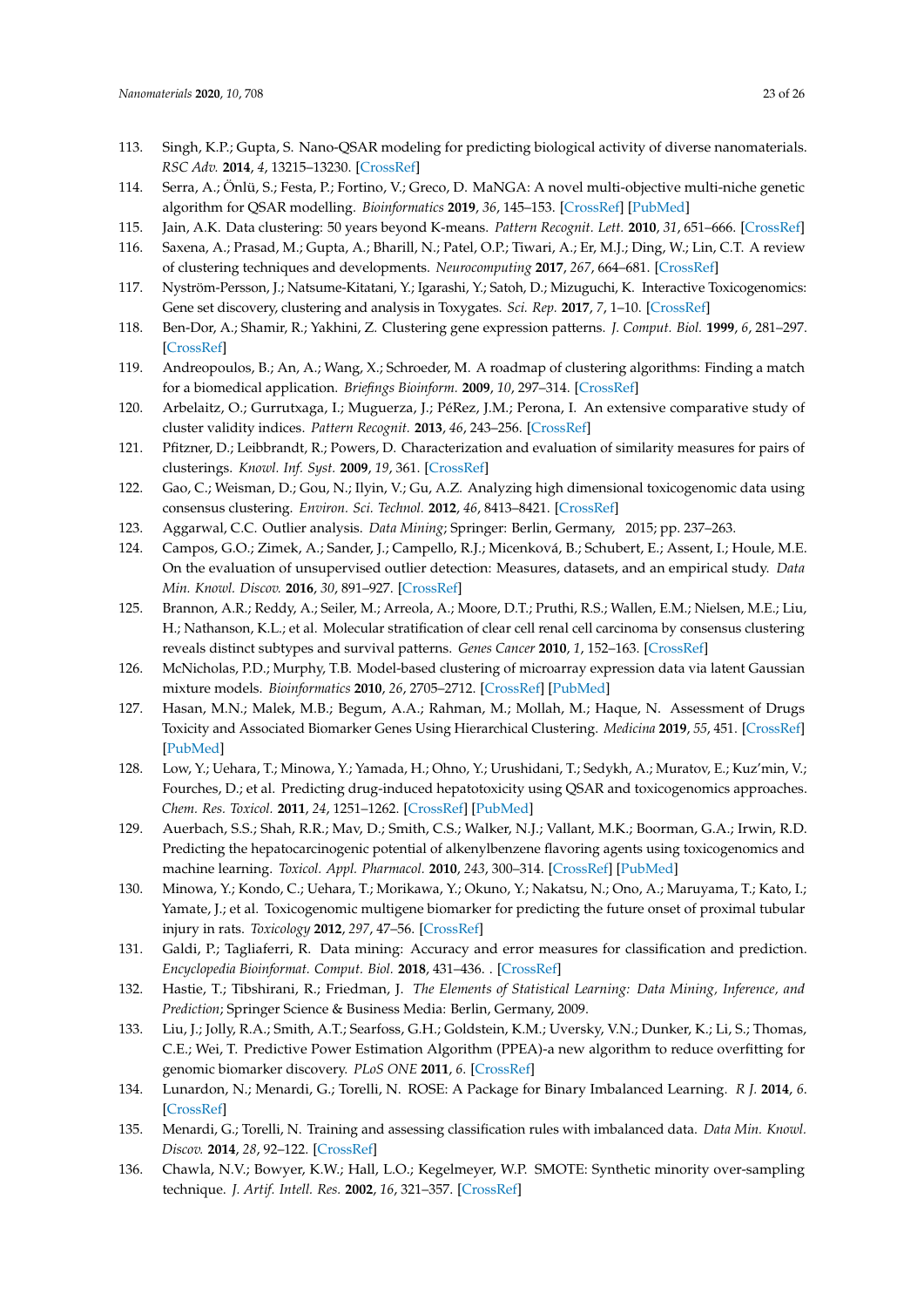113. Singh, K.P.; Gupta, S. Nano-QSAR modeling for predicting biological activity of diverse nanomaterials. *RSC Adv.* **2014**, *4*, 13215–13230. [CrossRef]
114. Serra, A.; Önlü, S.; Festa, P.; Fortino, V.; Greco, D. MaNGA: A novel multi-objective multi-niche genetic algorithm for QSAR modelling. *Bioinformatics* **2019**, *36*, 145–153. [CrossRef] [PubMed]
115. Jain, A.K. Data clustering: 50 years beyond K-means. *Pattern Recognit. Lett.* **2010**, *31*, 651–666. [CrossRef]
116. Saxena, A.; Prasad, M.; Gupta, A.; Bharill, N.; Patel, O.P.; Tiwari, A.; Er, M.J.; Ding, W.; Lin, C.T. A review of clustering techniques and developments. *Neurocomputing* **2017**, *267*, 664–681. [CrossRef]
117. Nyström-Persson, J.; Natsume-Kitatani, Y.; Igarashi, Y.; Satoh, D.; Mizuguchi, K. Interactive Toxicogenomics: Gene set discovery, clustering and analysis in Toxygates. *Sci. Rep.* **2017**, *7*, 1–10. [CrossRef]
118. Ben-Dor, A.; Shamir, R.; Yakhini, Z. Clustering gene expression patterns. *J. Comput. Biol.* **1999**, *6*, 281–297. [CrossRef]
119. Andreopoulos, B.; An, A.; Wang, X.; Schroeder, M. A roadmap of clustering algorithms: Finding a match for a biomedical application. *Briefings Bioinform.* **2009**, *10*, 297–314. [CrossRef]
120. Arbelaitz, O.; Gurrutxaga, I.; Muguerza, J.; PéRez, J.M.; Perona, I. An extensive comparative study of cluster validity indices. *Pattern Recognit.* **2013**, *46*, 243–256. [CrossRef]
121. Pfitzner, D.; Leibbrandt, R.; Powers, D. Characterization and evaluation of similarity measures for pairs of clusterings. *Knowl. Inf. Syst.* **2009**, *19*, 361. [CrossRef]
122. Gao, C.; Weisman, D.; Gou, N.; Ilyin, V.; Gu, A.Z. Analyzing high dimensional toxicogenomic data using consensus clustering. *Environ. Sci. Technol.* **2012**, *46*, 8413–8421. [CrossRef]
123. Aggarwal, C.C. Outlier analysis. *Data Mining*; Springer: Berlin, Germany, 2015; pp. 237–263.
124. Campos, G.O.; Zimek, A.; Sander, J.; Campello, R.J.; Micenková, B.; Schubert, E.; Assent, I.; Houle, M.E. On the evaluation of unsupervised outlier detection: Measures, datasets, and an empirical study. *Data Min. Knowl. Discov.* **2016**, *30*, 891–927. [CrossRef]
125. Brannon, A.R.; Reddy, A.; Seiler, M.; Arreola, A.; Moore, D.T.; Pruthi, R.S.; Wallen, E.M.; Nielsen, M.E.; Liu, H.; Nathanson, K.L.; et al. Molecular stratification of clear cell renal cell carcinoma by consensus clustering reveals distinct subtypes and survival patterns. *Genes Cancer* **2010**, *1*, 152–163. [CrossRef]
126. McNicholas, P.D.; Murphy, T.B. Model-based clustering of microarray expression data via latent Gaussian mixture models. *Bioinformatics* **2010**, *26*, 2705–2712. [CrossRef] [PubMed]
127. Hasan, M.N.; Malek, M.B.; Begum, A.A.; Rahman, M.; Mollah, M.; Haque, N. Assessment of Drugs Toxicity and Associated Biomarker Genes Using Hierarchical Clustering. *Medicina* **2019**, *55*, 451. [CrossRef] [PubMed]
128. Low, Y.; Uehara, T.; Minowa, Y.; Yamada, H.; Ohno, Y.; Urushidani, T.; Sedykh, A.; Muratov, E.; Kuz'min, V.; Fourches, D.; et al. Predicting drug-induced hepatotoxicity using QSAR and toxicogenomics approaches. *Chem. Res. Toxicol.* **2011**, *24*, 1251–1262. [CrossRef] [PubMed]
129. Auerbach, S.S.; Shah, R.R.; Mav, D.; Smith, C.S.; Walker, N.J.; Vallant, M.K.; Boorman, G.A.; Irwin, R.D. Predicting the hepatocarcinogenic potential of alkenylbenzene flavoring agents using toxicogenomics and machine learning. *Toxicol. Appl. Pharmacol.* **2010**, *243*, 300–314. [CrossRef] [PubMed]
130. Minowa, Y.; Kondo, C.; Uehara, T.; Morikawa, Y.; Okuno, Y.; Nakatsu, N.; Ono, A.; Maruyama, T.; Kato, I.; Yamate, J.; et al. Toxicogenomic multigene biomarker for predicting the future onset of proximal tubular injury in rats. *Toxicology* **2012**, *297*, 47–56. [CrossRef]
131. Galdi, P.; Tagliaferri, R. Data mining: Accuracy and error measures for classification and prediction. *Encyclopedia Bioinformat. Comput. Biol.* **2018**, 431–436. . [CrossRef]
132. Hastie, T.; Tibshirani, R.; Friedman, J. *The Elements of Statistical Learning: Data Mining, Inference, and Prediction*; Springer Science & Business Media: Berlin, Germany, 2009.
133. Liu, J.; Jolly, R.A.; Smith, A.T.; Searfoss, G.H.; Goldstein, K.M.; Uversky, V.N.; Dunker, K.; Li, S.; Thomas, C.E.; Wei, T. Predictive Power Estimation Algorithm (PPEA)-a new algorithm to reduce overfitting for genomic biomarker discovery. *PLoS ONE* **2011**, *6*. [CrossRef]
134. Lunardon, N.; Menardi, G.; Torelli, N. ROSE: A Package for Binary Imbalanced Learning. *R J.* **2014**, *6*. [CrossRef]
135. Menardi, G.; Torelli, N. Training and assessing classification rules with imbalanced data. *Data Min. Knowl. Discov.* **2014**, *28*, 92–122. [CrossRef]
136. Chawla, N.V.; Bowyer, K.W.; Hall, L.O.; Kegelmeyer, W.P. SMOTE: Synthetic minority over-sampling technique. *J. Artif. Intell. Res.* **2002**, *16*, 321–357. [CrossRef]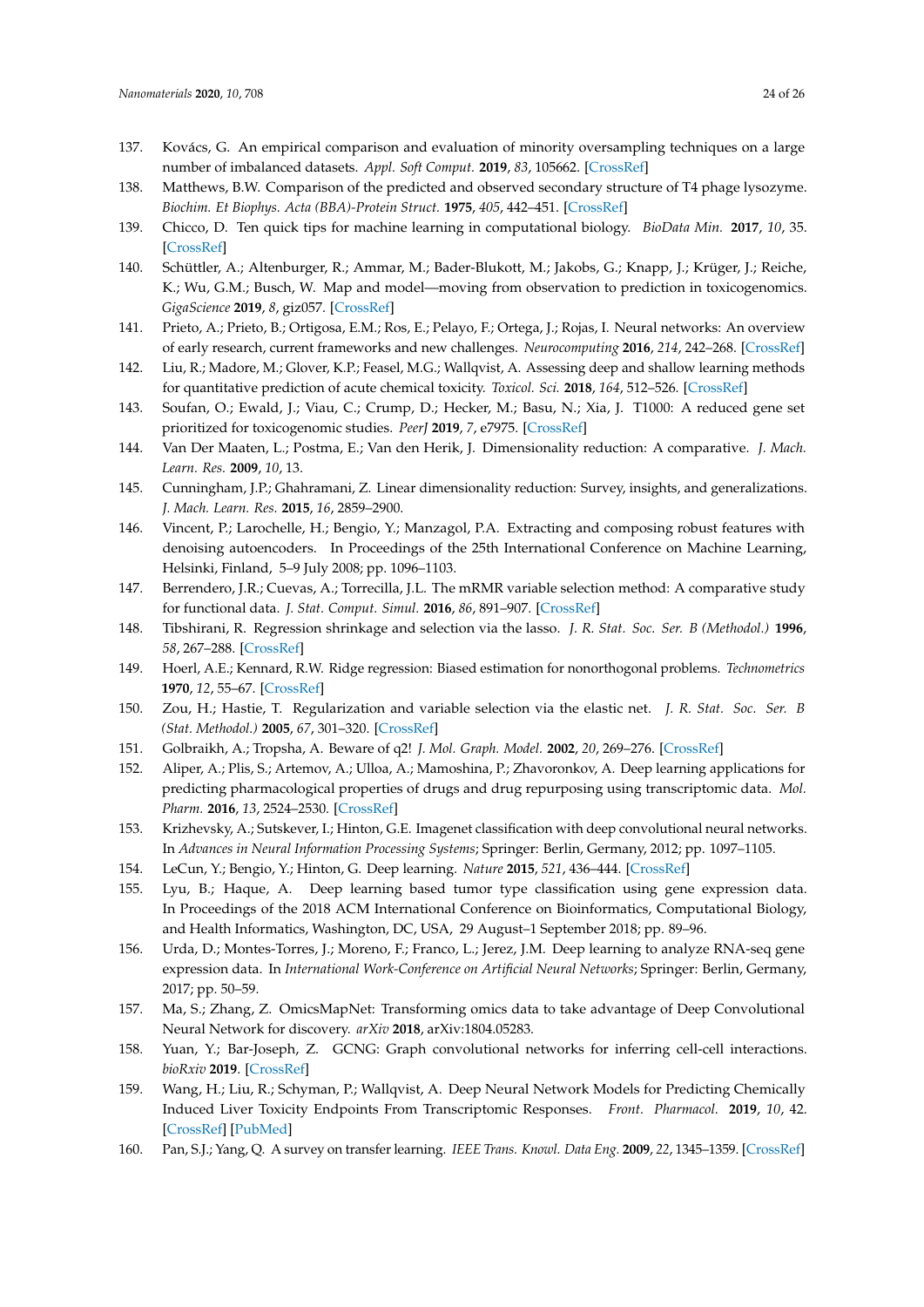137. Kovács, G. An empirical comparison and evaluation of minority oversampling techniques on a large number of imbalanced datasets. *Appl. Soft Comput.* **2019**, *83*, 105662. [CrossRef]
138. Matthews, B.W. Comparison of the predicted and observed secondary structure of T4 phage lysozyme. *Biochim. Et Biophys. Acta (BBA)-Protein Struct.* **1975**, *405*, 442–451. [CrossRef]
139. Chicco, D. Ten quick tips for machine learning in computational biology. *BioData Min.* **2017**, *10*, 35. [CrossRef]
140. Schüttler, A.; Altenburger, R.; Ammar, M.; Bader-Blukott, M.; Jakobs, G.; Knapp, J.; Krüger, J.; Reiche, K.; Wu, G.M.; Busch, W. Map and model—moving from observation to prediction in toxicogenomics. *GigaScience* **2019**, *8*, giz057. [CrossRef]
141. Prieto, A.; Prieto, B.; Ortigosa, E.M.; Ros, E.; Pelayo, F.; Ortega, J.; Rojas, I. Neural networks: An overview of early research, current frameworks and new challenges. *Neurocomputing* **2016**, *214*, 242–268. [CrossRef]
142. Liu, R.; Madore, M.; Glover, K.P.; Feasel, M.G.; Wallqvist, A. Assessing deep and shallow learning methods for quantitative prediction of acute chemical toxicity. *Toxicol. Sci.* **2018**, *164*, 512–526. [CrossRef]
143. Soufan, O.; Ewald, J.; Viau, C.; Crump, D.; Hecker, M.; Basu, N.; Xia, J. T1000: A reduced gene set prioritized for toxicogenomic studies. *PeerJ* **2019**, *7*, e7975. [CrossRef]
144. Van Der Maaten, L.; Postma, E.; Van den Herik, J. Dimensionality reduction: A comparative. *J. Mach. Learn. Res.* **2009**, *10*, 13.
145. Cunningham, J.P.; Ghahramani, Z. Linear dimensionality reduction: Survey, insights, and generalizations. *J. Mach. Learn. Res.* **2015**, *16*, 2859–2900.
146. Vincent, P.; Larochelle, H.; Bengio, Y.; Manzagol, P.A. Extracting and composing robust features with denoising autoencoders. In Proceedings of the 25th International Conference on Machine Learning, Helsinki, Finland, 5–9 July 2008; pp. 1096–1103.
147. Berrendero, J.R.; Cuevas, A.; Torrecilla, J.L. The mRMR variable selection method: A comparative study for functional data. *J. Stat. Comput. Simul.* **2016**, *86*, 891–907. [CrossRef]
148. Tibshirani, R. Regression shrinkage and selection via the lasso. *J. R. Stat. Soc. Ser. B (Methodol.)* **1996**, *58*, 267–288. [CrossRef]
149. Hoerl, A.E.; Kennard, R.W. Ridge regression: Biased estimation for nonorthogonal problems. *Technometrics* **1970**, *12*, 55–67. [CrossRef]
150. Zou, H.; Hastie, T. Regularization and variable selection via the elastic net. *J. R. Stat. Soc. Ser. B (Stat. Methodol.)* **2005**, *67*, 301–320. [CrossRef]
151. Golbraikh, A.; Tropsha, A. Beware of q2! *J. Mol. Graph. Model.* **2002**, *20*, 269–276. [CrossRef]
152. Aliper, A.; Plis, S.; Artemov, A.; Ulloa, A.; Mamoshina, P.; Zhavoronkov, A. Deep learning applications for predicting pharmacological properties of drugs and drug repurposing using transcriptomic data. *Mol. Pharm.* **2016**, *13*, 2524–2530. [CrossRef]
153. Krizhevsky, A.; Sutskever, I.; Hinton, G.E. Imagenet classification with deep convolutional neural networks. In *Advances in Neural Information Processing Systems*; Springer: Berlin, Germany, 2012; pp. 1097–1105.
154. LeCun, Y.; Bengio, Y.; Hinton, G. Deep learning. *Nature* **2015**, *521*, 436–444. [CrossRef]
155. Lyu, B.; Haque, A. Deep learning based tumor type classification using gene expression data. In Proceedings of the 2018 ACM International Conference on Bioinformatics, Computational Biology, and Health Informatics, Washington, DC, USA, 29 August–1 September 2018; pp. 89–96.
156. Urda, D.; Montes-Torres, J.; Moreno, F.; Franco, L.; Jerez, J.M. Deep learning to analyze RNA-seq gene expression data. In *International Work-Conference on Artificial Neural Networks*; Springer: Berlin, Germany, 2017; pp. 50–59.
157. Ma, S.; Zhang, Z. OmicsMapNet: Transforming omics data to take advantage of Deep Convolutional Neural Network for discovery. *arXiv* **2018**, arXiv:1804.05283.
158. Yuan, Y.; Bar-Joseph, Z. GCNG: Graph convolutional networks for inferring cell-cell interactions. *bioRxiv* **2019**. [CrossRef]
159. Wang, H.; Liu, R.; Schyman, P.; Wallqvist, A. Deep Neural Network Models for Predicting Chemically Induced Liver Toxicity Endpoints From Transcriptomic Responses. *Front. Pharmacol.* **2019**, *10*, 42. [CrossRef] [PubMed]
160. Pan, S.J.; Yang, Q. A survey on transfer learning. *IEEE Trans. Knowl. Data Eng.* **2009**, *22*, 1345–1359. [CrossRef]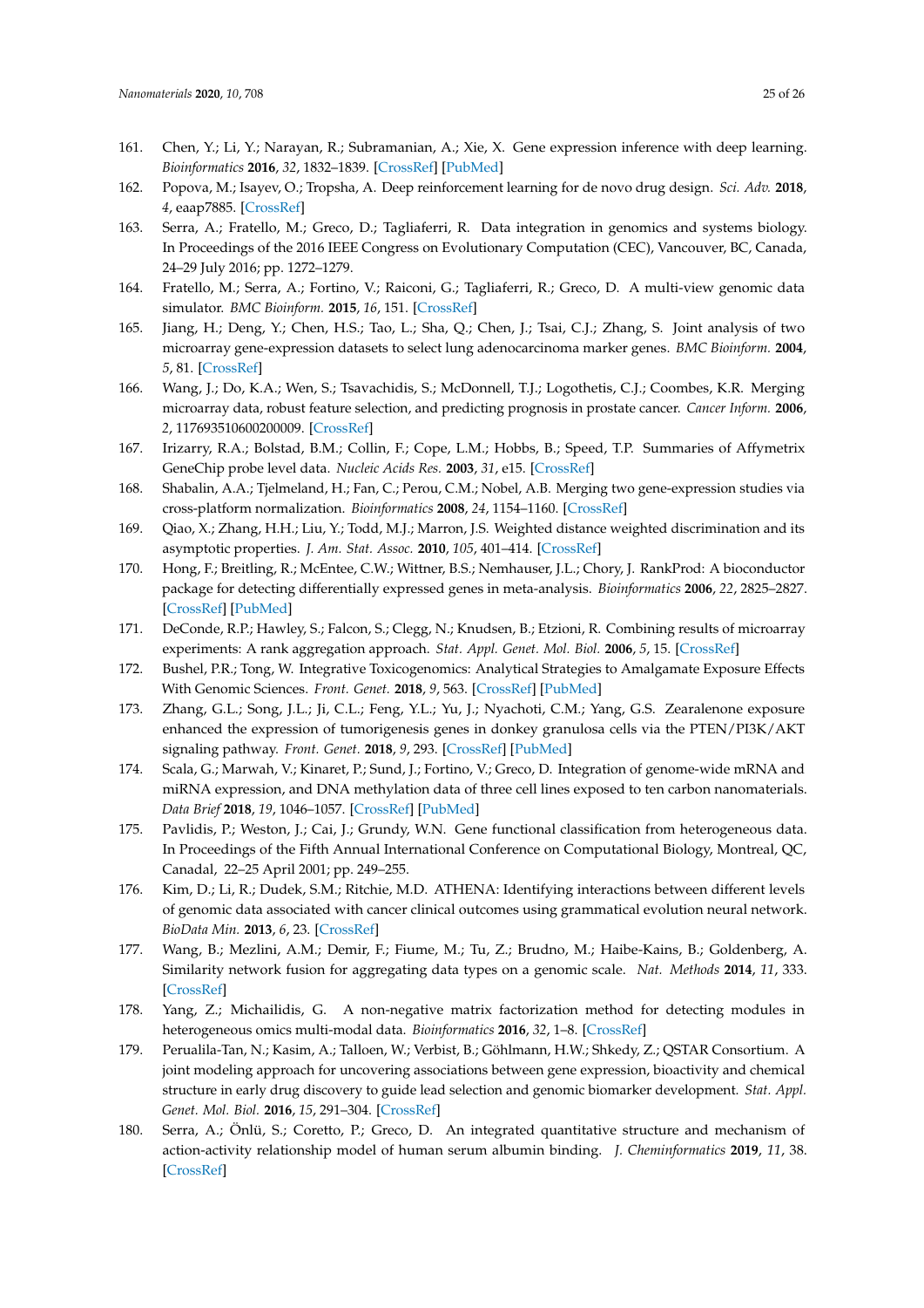161. Chen, Y.; Li, Y.; Narayan, R.; Subramanian, A.; Xie, X. Gene expression inference with deep learning. *Bioinformatics* **2016**, *32*, 1832–1839. [CrossRef] [PubMed]
162. Popova, M.; Isayev, O.; Tropsha, A. Deep reinforcement learning for de novo drug design. *Sci. Adv.* **2018**, *4*, eaap7885. [CrossRef]
163. Serra, A.; Fratello, M.; Greco, D.; Tagliaferri, R. Data integration in genomics and systems biology. In Proceedings of the 2016 IEEE Congress on Evolutionary Computation (CEC), Vancouver, BC, Canada, 24–29 July 2016; pp. 1272–1279.
164. Fratello, M.; Serra, A.; Fortino, V.; Raiconi, G.; Tagliaferri, R.; Greco, D. A multi-view genomic data simulator. *BMC Bioinform.* **2015**, *16*, 151. [CrossRef]
165. Jiang, H.; Deng, Y.; Chen, H.S.; Tao, L.; Sha, Q.; Chen, J.; Tsai, C.J.; Zhang, S. Joint analysis of two microarray gene-expression datasets to select lung adenocarcinoma marker genes. *BMC Bioinform.* **2004**, *5*, 81. [CrossRef]
166. Wang, J.; Do, K.A.; Wen, S.; Tsavachidis, S.; McDonnell, T.J.; Logothetis, C.J.; Coombes, K.R. Merging microarray data, robust feature selection, and predicting prognosis in prostate cancer. *Cancer Inform.* **2006**, *2*, 117693510600200009. [CrossRef]
167. Irizarry, R.A.; Bolstad, B.M.; Collin, F.; Cope, L.M.; Hobbs, B.; Speed, T.P. Summaries of Affymetrix GeneChip probe level data. *Nucleic Acids Res.* **2003**, *31*, e15. [CrossRef]
168. Shabalin, A.A.; Tjelmeland, H.; Fan, C.; Perou, C.M.; Nobel, A.B. Merging two gene-expression studies via cross-platform normalization. *Bioinformatics* **2008**, *24*, 1154–1160. [CrossRef]
169. Qiao, X.; Zhang, H.H.; Liu, Y.; Todd, M.J.; Marron, J.S. Weighted distance weighted discrimination and its asymptotic properties. *J. Am. Stat. Assoc.* **2010**, *105*, 401–414. [CrossRef]
170. Hong, F.; Breitling, R.; McEntee, C.W.; Wittner, B.S.; Nemhauser, J.L.; Chory, J. RankProd: A bioconductor package for detecting differentially expressed genes in meta-analysis. *Bioinformatics* **2006**, *22*, 2825–2827. [CrossRef] [PubMed]
171. DeConde, R.P.; Hawley, S.; Falcon, S.; Clegg, N.; Knudsen, B.; Etzioni, R. Combining results of microarray experiments: A rank aggregation approach. *Stat. Appl. Genet. Mol. Biol.* **2006**, *5*, 15. [CrossRef]
172. Bushel, P.R.; Tong, W. Integrative Toxicogenomics: Analytical Strategies to Amalgamate Exposure Effects With Genomic Sciences. *Front. Genet.* **2018**, *9*, 563. [CrossRef] [PubMed]
173. Zhang, G.L.; Song, J.L.; Ji, C.L.; Feng, Y.L.; Yu, J.; Nyachoti, C.M.; Yang, G.S. Zearalenone exposure enhanced the expression of tumorigenesis genes in donkey granulosa cells via the PTEN/PI3K/AKT signaling pathway. *Front. Genet.* **2018**, *9*, 293. [CrossRef] [PubMed]
174. Scala, G.; Marwah, V.; Kinaret, P.; Sund, J.; Fortino, V.; Greco, D. Integration of genome-wide mRNA and miRNA expression, and DNA methylation data of three cell lines exposed to ten carbon nanomaterials. *Data Brief* **2018**, *19*, 1046–1057. [CrossRef] [PubMed]
175. Pavlidis, P.; Weston, J.; Cai, J.; Grundy, W.N. Gene functional classification from heterogeneous data. In Proceedings of the Fifth Annual International Conference on Computational Biology, Montreal, QC, Canadal, 22–25 April 2001; pp. 249–255.
176. Kim, D.; Li, R.; Dudek, S.M.; Ritchie, M.D. ATHENA: Identifying interactions between different levels of genomic data associated with cancer clinical outcomes using grammatical evolution neural network. *BioData Min.* **2013**, *6*, 23. [CrossRef]
177. Wang, B.; Mezlini, A.M.; Demir, F.; Fiume, M.; Tu, Z.; Brudno, M.; Haibe-Kains, B.; Goldenberg, A. Similarity network fusion for aggregating data types on a genomic scale. *Nat. Methods* **2014**, *11*, 333. [CrossRef]
178. Yang, Z.; Michailidis, G. A non-negative matrix factorization method for detecting modules in heterogeneous omics multi-modal data. *Bioinformatics* **2016**, *32*, 1–8. [CrossRef]
179. Perualila-Tan, N.; Kasim, A.; Talloen, W.; Verbist, B.; Göhlmann, H.W.; Shkedy, Z.; QSTAR Consortium. A joint modeling approach for uncovering associations between gene expression, bioactivity and chemical structure in early drug discovery to guide lead selection and genomic biomarker development. *Stat. Appl. Genet. Mol. Biol.* **2016**, *15*, 291–304. [CrossRef]
180. Serra, A.; Önlü, S.; Coretto, P.; Greco, D. An integrated quantitative structure and mechanism of action-activity relationship model of human serum albumin binding. *J. Cheminformatics* **2019**, *11*, 38. [CrossRef]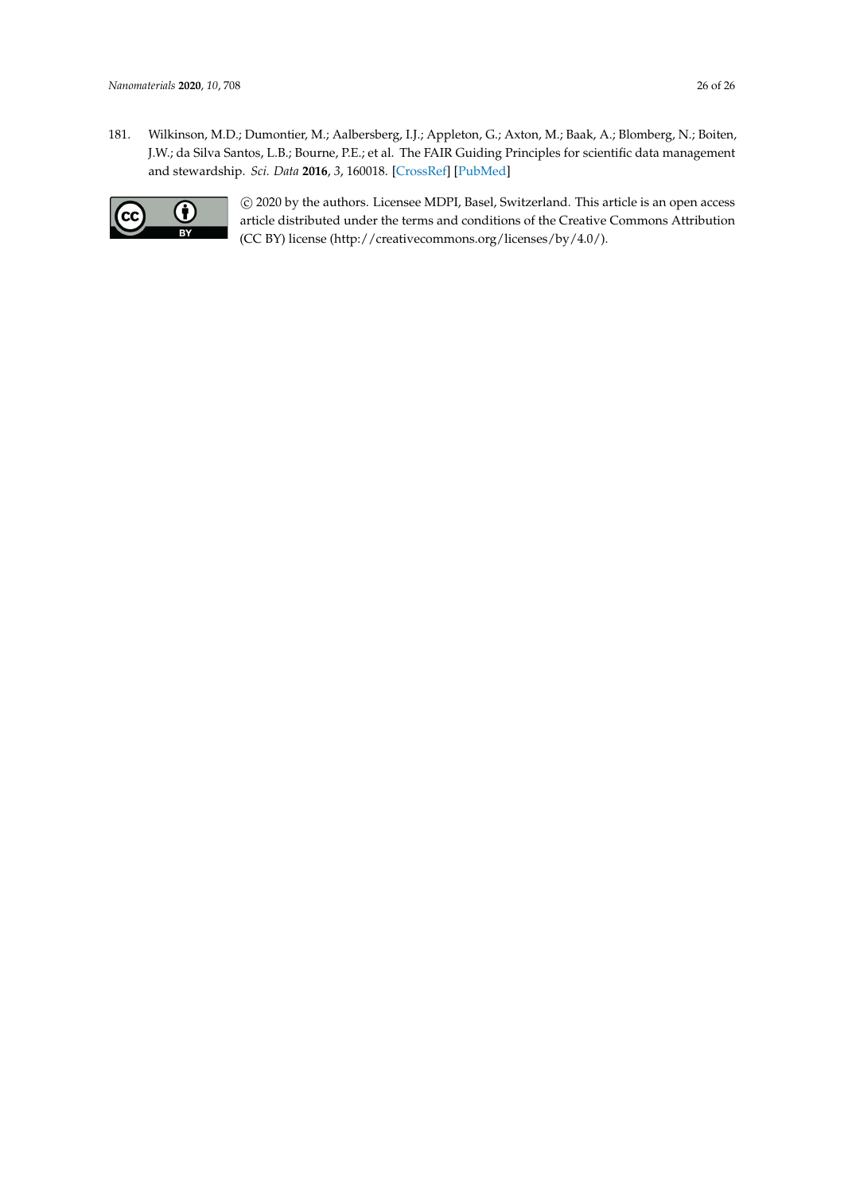181. Wilkinson, M.D.; Dumontier, M.; Aalbersberg, I.J.; Appleton, G.; Axton, M.; Baak, A.; Blomberg, N.; Boiten, J.W.; da Silva Santos, L.B.; Bourne, P.E.; et al. The FAIR Guiding Principles for scientific data management and stewardship. *Sci. Data* **2016**, *3*, 160018. [CrossRef] [PubMed]

© 2020 by the authors. Licensee MDPI, Basel, Switzerland. This article is an open access article distributed under the terms and conditions of the Creative Commons Attribution (CC BY) license (http://creativecommons.org/licenses/by/4.0/).